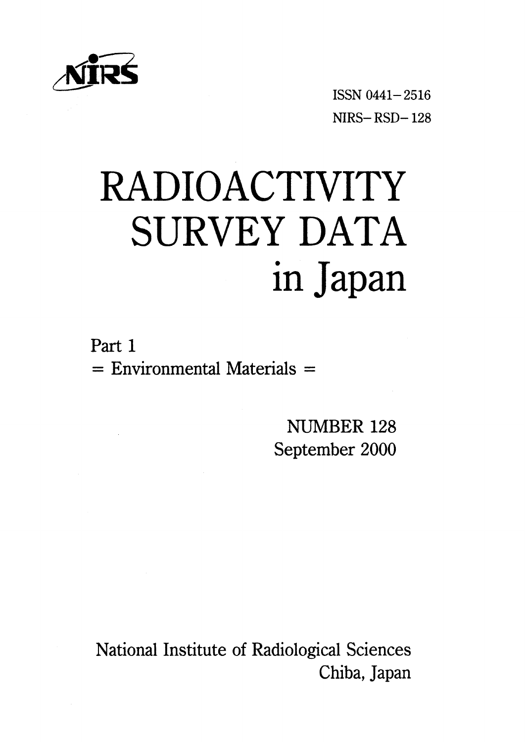NIRS

ISSN 0441-2516

NIRS-RSD-128

# RADIOACTIVITY SURVEY DATA in Japan

Part 1

= Environmental Materials =

NUMBER 128

September 2000

National Institute of Radiological Sciences

Chiba, Japan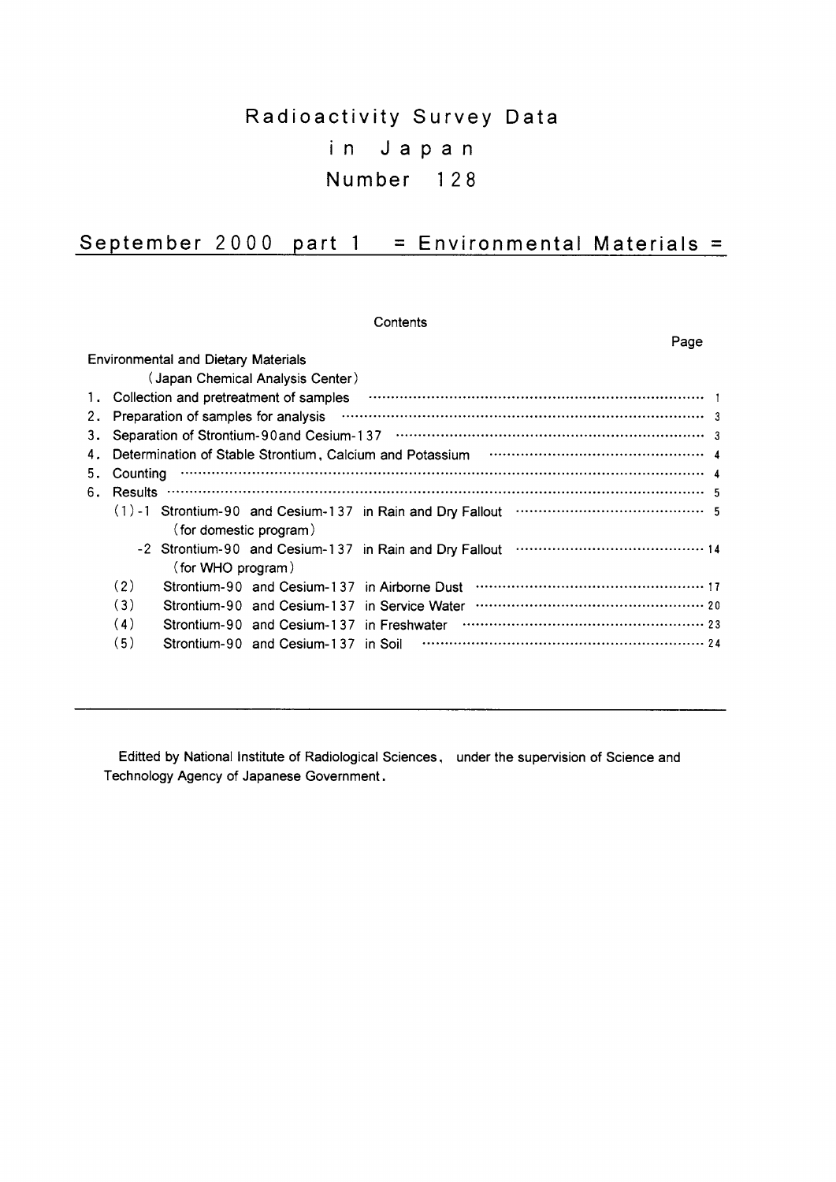# Radioactivity Survey Data in Japan

## Number 128

## September 2000 part 1 = Environmental Materials =

### Contents

| | Page |
|---|---|
| **Environmental and Dietary Materials** (Japan Chemical Analysis Center) | |
| 1. Collection and pretreatment of samples | 1 |
| 2. Preparation of samples for analysis | 3 |
| 3. Separation of Strontium-90 and Cesium-137 | 3 |
| 4. Determination of Stable Strontium, Calcium and Potassium | 4 |
| 5. Counting | 4 |
| 6. Results | 5 |
| (1)-1 Strontium-90 and Cesium-137 in Rain and Dry Fallout (for domestic program) | 5 |
| -2 Strontium-90 and Cesium-137 in Rain and Dry Fallout (for WHO program) | 14 |
| (2) Strontium-90 and Cesium-137 in Airborne Dust | 17 |
| (3) Strontium-90 and Cesium-137 in Service Water | 20 |
| (4) Strontium-90 and Cesium-137 in Freshwater | 23 |
| (5) Strontium-90 and Cesium-137 in Soil | 24 |

---

Editted by National Institute of Radiological Sciences, under the supervision of Science and Technology Agency of Japanese Government.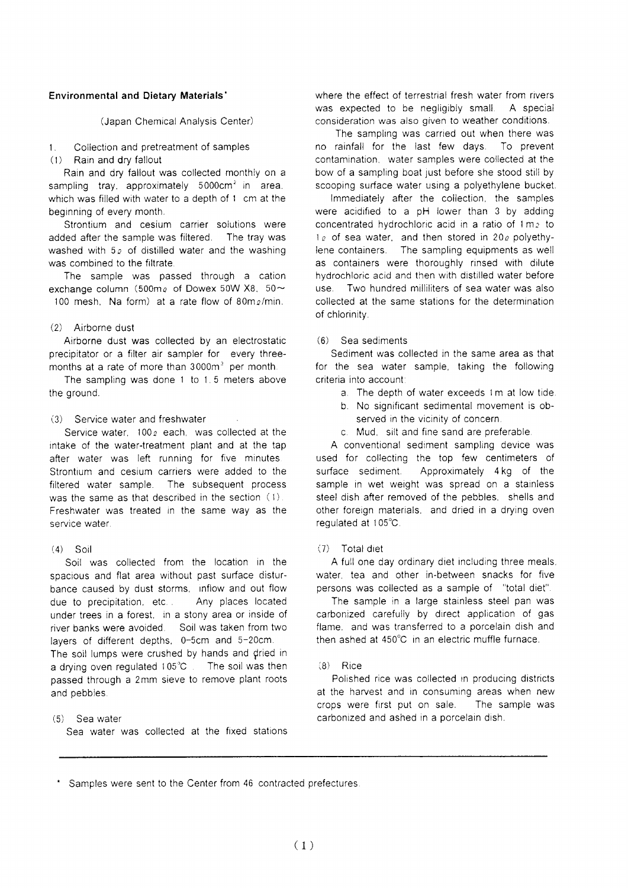## Environmental and Dietary Materials*

(Japan Chemical Analysis Center)

1. Collection and pretreatment of samples

(1) Rain and dry fallout

Rain and dry fallout was collected monthly on a sampling tray, approximately 5000cm$^2$ in area, which was filled with water to a depth of 1 cm at the beginning of every month.

Strontium and cesium carrier solutions were added after the sample was filtered. The tray was washed with 5ℓ of distilled water and the washing was combined to the filtrate.

The sample was passed through a cation exchange column (500mℓ of Dowex 50W X8, 50~100 mesh, Na form) at a rate flow of 80mℓ/min.

(2) Airborne dust

Airborne dust was collected by an electrostatic precipitator or a filter air sampler for every three-months at a rate of more than 3000m$^3$ per month.

The sampling was done 1 to 1.5 meters above the ground.

(3) Service water and freshwater

Service water, 100ℓ each, was collected at the intake of the water-treatment plant and at the tap after water was left running for five minutes. Strontium and cesium carriers were added to the filtered water sample. The subsequent process was the same as that described in the section (1). Freshwater was treated in the same way as the service water.

(4) Soil

Soil was collected from the location in the spacious and flat area without past surface disturbance caused by dust storms, inflow and out flow due to precipitation, etc.. Any places located under trees in a forest, in a stony area or inside of river banks were avoided. Soil was taken from two layers of different depths, 0-5cm and 5-20cm. The soil lumps were crushed by hands and dried in a drying oven regulated 105℃. The soil was then passed through a 2mm sieve to remove plant roots and pebbles.

(5) Sea water

Sea water was collected at the fixed stations where the effect of terrestrial fresh water from rivers was expected to be negligibly small. A special consideration was also given to weather conditions.

The sampling was carried out when there was no rainfall for the last few days. To prevent contamination, water samples were collected at the bow of a sampling boat just before she stood still by scooping surface water using a polyethylene bucket.

Immediately after the collection, the samples were acidified to a pH lower than 3 by adding concentrated hydrochloric acid in a ratio of 1mℓ to 1ℓ of sea water, and then stored in 20ℓ polyethylene containers. The sampling equipments as well as containers were thoroughly rinsed with dilute hydrochloric acid and then with distilled water before use. Two hundred milliliters of sea water was also collected at the same stations for the determination of chlorinity.

(6) Sea sediments

Sediment was collected in the same area as that for the sea water sample, taking the following criteria into account:

a. The depth of water exceeds 1m at low tide.
b. No significant sedimental movement is observed in the vicinity of concern.
c. Mud, silt and fine sand are preferable.

A conventional sediment sampling device was used for collecting the top few centimeters of surface sediment. Approximately 4kg of the sample in wet weight was spread on a stainless steel dish after removed of the pebbles, shells and other foreign materials, and dried in a drying oven regulated at 105℃.

(7) Total diet

A full one day ordinary diet including three meals, water, tea and other in-between snacks for five persons was collected as a sample of "total diet".

The sample in a large stainless steel pan was carbonized carefully by direct application of gas flame, and was transferred to a porcelain dish and then ashed at 450℃ in an electric muffle furnace.

(8) Rice

Polished rice was collected in producing districts at the harvest and in consuming areas when new crops were first put on sale. The sample was carbonized and ashed in a porcelain dish.

* Samples were sent to the Center from 46 contracted prefectures.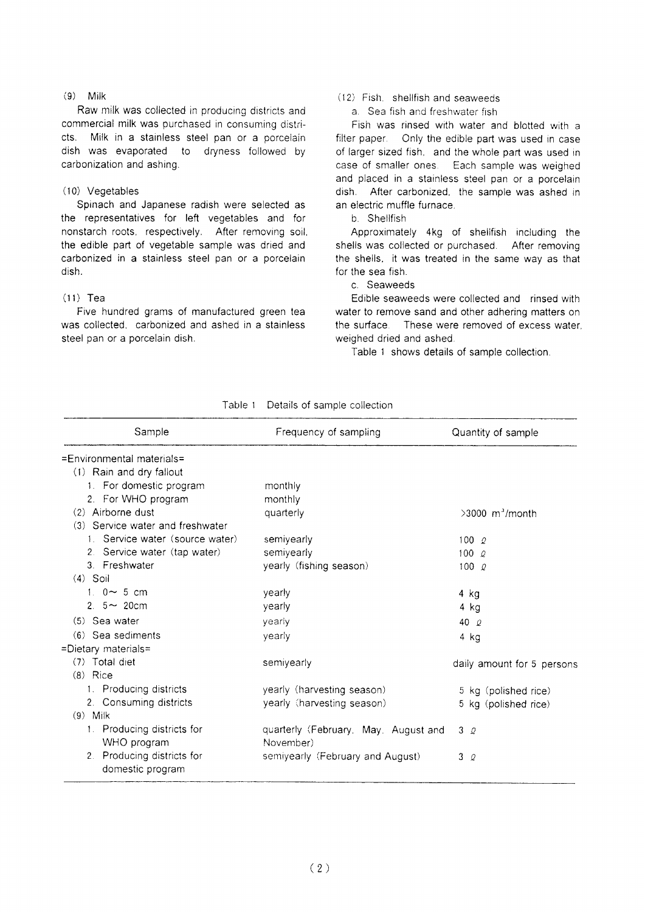(9) Milk

Raw milk was collected in producing districts and commercial milk was purchased in consuming districts. Milk in a stainless steel pan or a porcelain dish was evaporated to dryness followed by carbonization and ashing.

(10) Vegetables

Spinach and Japanese radish were selected as the representatives for left vegetables and for nonstarch roots, respectively. After removing soil, the edible part of vegetable sample was dried and carbonized in a stainless steel pan or a porcelain dish.

(11) Tea

Five hundred grams of manufactured green tea was collected, carbonized and ashed in a stainless steel pan or a porcelain dish.

(12) Fish, shellfish and seaweeds

a. Sea fish and freshwater fish

Fish was rinsed with water and blotted with a filter paper. Only the edible part was used in case of larger sized fish, and the whole part was used in case of smaller ones. Each sample was weighed and placed in a stainless steel pan or a porcelain dish. After carbonized, the sample was ashed in an electric muffle furnace.

b. Shellfish

Approximately 4kg of shellfish including the shells was collected or purchased. After removing the shells, it was treated in the same way as that for the sea fish.

c. Seaweeds

Edible seaweeds were collected and rinsed with water to remove sand and other adhering matters on the surface. These were removed of excess water, weighed dried and ashed.

Table 1 shows details of sample collection.

Table 1 Details of sample collection

| Sample | Frequency of sampling | Quantity of sample |
|---|---|---|
| =Environmental materials= | | |
| (1) Rain and dry fallout | | |
| 1. For domestic program | monthly | |
| 2. For WHO program | monthly | |
| (2) Airborne dust | quarterly | >3000 $m^3$/month |
| (3) Service water and freshwater | | |
| 1. Service water (source water) | semiyearly | 100 ℓ |
| 2. Service water (tap water) | semiyearly | 100 ℓ |
| 3. Freshwater | yearly (fishing season) | 100 ℓ |
| (4) Soil | | |
| 1. 0～ 5 cm | yearly | 4 kg |
| 2. 5～ 20cm | yearly | 4 kg |
| (5) Sea water | yearly | 40 ℓ |
| (6) Sea sediments | yearly | 4 kg |
| =Dietary materials= | | |
| (7) Total diet | semiyearly | daily amount for 5 persons |
| (8) Rice | | |
| 1. Producing districts | yearly (harvesting season) | 5 kg (polished rice) |
| 2. Consuming districts | yearly (harvesting season) | 5 kg (polished rice) |
| (9) Milk | | |
| 1. Producing districts for WHO program | quarterly (February, May, August and November) | 3 ℓ |
| 2. Producing districts for domestic program | semiyearly (February and August) | 3 ℓ |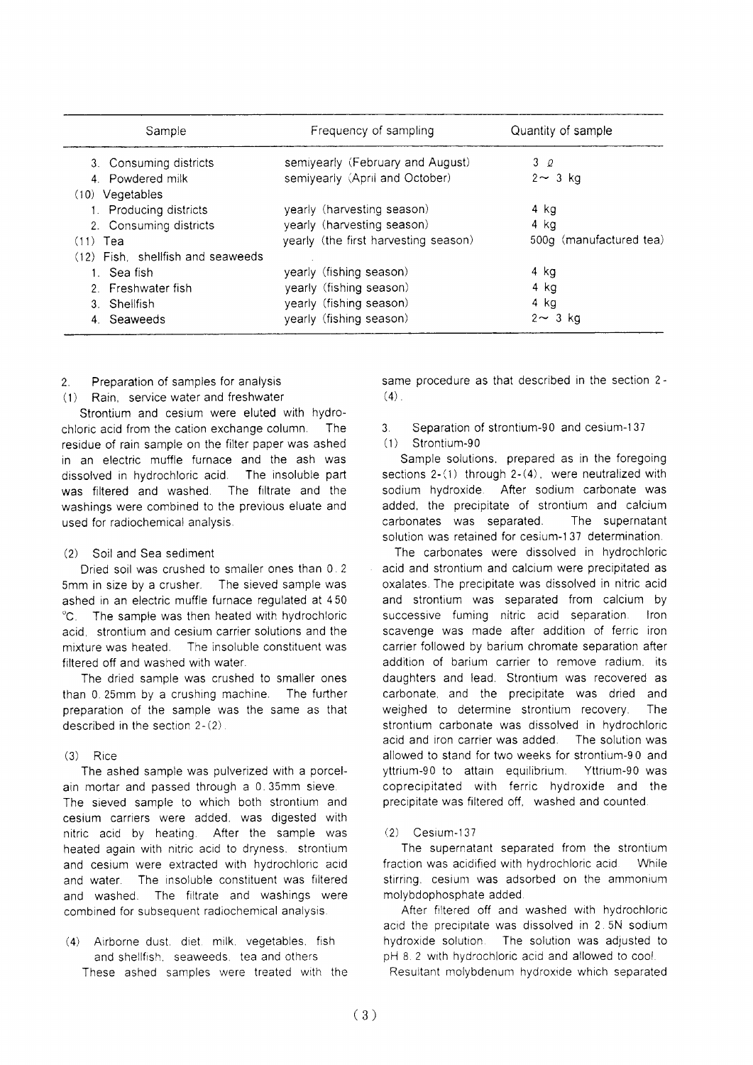| Sample | Frequency of sampling | Quantity of sample |
|---|---|---|
| 3. Consuming districts | semiyearly (February and August) | 3 ℓ |
| 4. Powdered milk | semiyearly (April and October) | 2∼ 3 kg |
| (10) Vegetables | | |
| 1. Producing districts | yearly (harvesting season) | 4 kg |
| 2. Consuming districts | yearly (harvesting season) | 4 kg |
| (11) Tea | yearly (the first harvesting season) | 500g (manufactured tea) |
| (12) Fish, shellfish and seaweeds | | |
| 1. Sea fish | yearly (fishing season) | 4 kg |
| 2. Freshwater fish | yearly (fishing season) | 4 kg |
| 3. Shellfish | yearly (fishing season) | 4 kg |
| 4. Seaweeds | yearly (fishing season) | 2∼ 3 kg |

2. Preparation of samples for analysis

(1) Rain, service water and freshwater

Strontium and cesium were eluted with hydrochloric acid from the cation exchange column. The residue of rain sample on the filter paper was ashed in an electric muffle furnace and the ash was dissolved in hydrochloric acid. The insoluble part was filtered and washed. The filtrate and the washings were combined to the previous eluate and used for radiochemical analysis.

(2) Soil and Sea sediment

Dried soil was crushed to smaller ones than 0.25mm in size by a crusher. The sieved sample was ashed in an electric muffle furnace regulated at 450 ℃. The sample was then heated with hydrochloric acid, strontium and cesium carrier solutions and the mixture was heated. The insoluble constituent was filtered off and washed with water.

The dried sample was crushed to smaller ones than 0.25mm by a crushing machine. The further preparation of the sample was the same as that described in the section 2-(2).

(3) Rice

The ashed sample was pulverized with a porcelain mortar and passed through a 0.35mm sieve. The sieved sample to which both strontium and cesium carriers were added, was digested with nitric acid by heating. After the sample was heated again with nitric acid to dryness, strontium and cesium were extracted with hydrochloric acid and water. The insoluble constituent was filtered and washed. The filtrate and washings were combined for subsequent radiochemical analysis.

(4) Airborne dust, diet, milk, vegetables, fish and shellfish, seaweeds, tea and others

These ashed samples were treated with the same procedure as that described in the section 2-(4).

3. Separation of strontium-90 and cesium-137

(1) Strontium-90

Sample solutions, prepared as in the foregoing sections 2-(1) through 2-(4), were neutralized with sodium hydroxide. After sodium carbonate was added, the precipitate of strontium and calcium carbonates was separated. The supernatant solution was retained for cesium-137 determination.

The carbonates were dissolved in hydrochloric acid and strontium and calcium were precipitated as oxalates. The precipitate was dissolved in nitric acid and strontium was separated from calcium by successive fuming nitric acid separation. Iron scavenge was made after addition of ferric iron carrier followed by barium chromate separation after addition of barium carrier to remove radium, its daughters and lead. Strontium was recovered as carbonate, and the precipitate was dried and weighed to determine strontium recovery. The strontium carbonate was dissolved in hydrochloric acid and iron carrier was added. The solution was allowed to stand for two weeks for strontium-90 and yttrium-90 to attain equilibrium. Yttrium-90 was coprecipitated with ferric hydroxide and the precipitate was filtered off, washed and counted.

(2) Cesium-137

The supernatant separated from the strontium fraction was acidified with hydrochloric acid. While stirring, cesium was adsorbed on the ammonium molybdophosphate added.

After filtered off and washed with hydrochloric acid the precipitate was dissolved in 2.5N sodium hydroxide solution. The solution was adjusted to pH 8.2 with hydrochloric acid and allowed to cool. Resultant molybdenum hydroxide which separated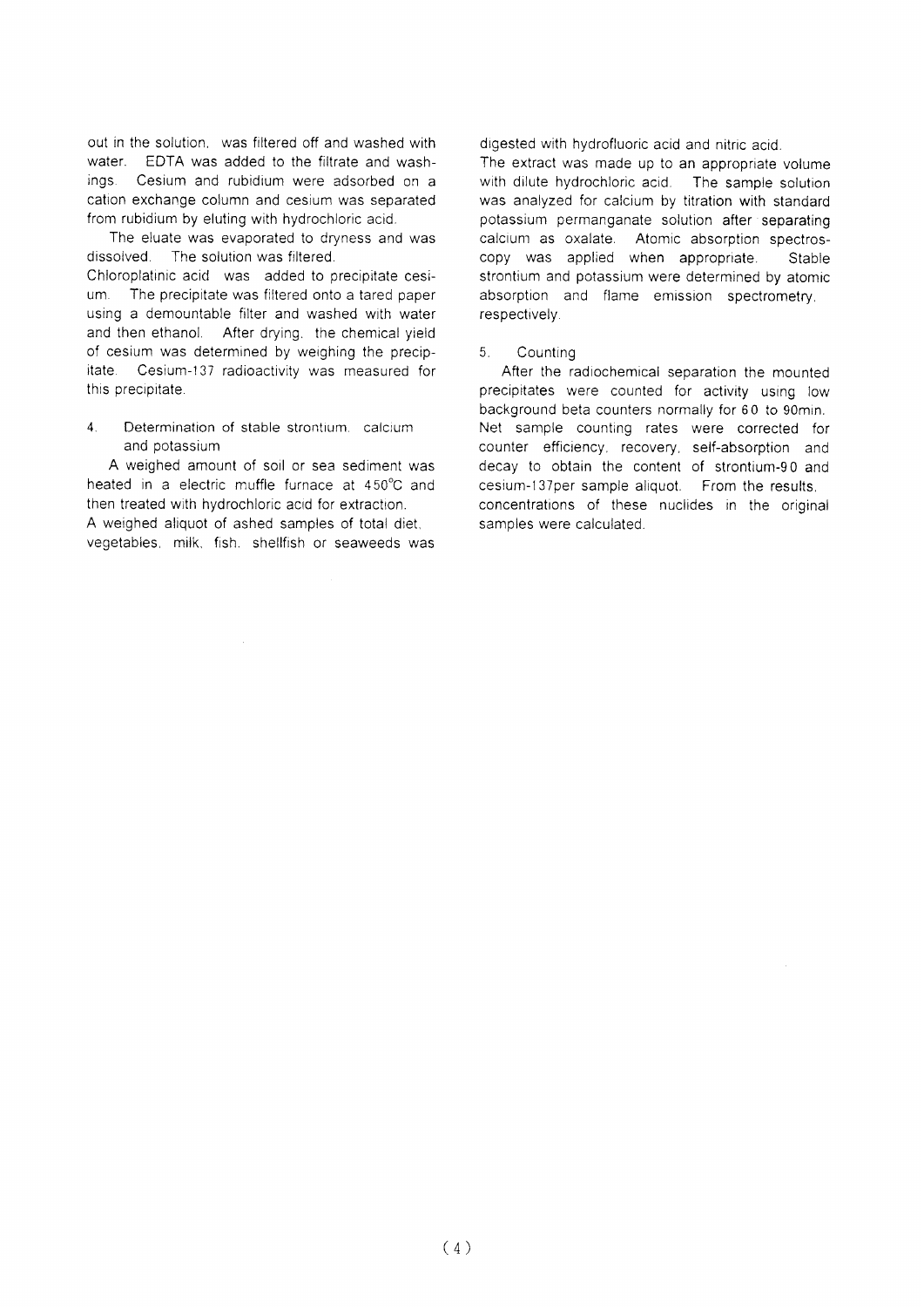out in the solution, was filtered off and washed with water. EDTA was added to the filtrate and washings. Cesium and rubidium were adsorbed on a cation exchange column and cesium was separated from rubidium by eluting with hydrochloric acid.

The eluate was evaporated to dryness and was dissolved. The solution was filtered.

Chloroplatinic acid was added to precipitate cesium. The precipitate was filtered onto a tared paper using a demountable filter and washed with water and then ethanol. After drying, the chemical yield of cesium was determined by weighing the precipitate. Cesium-137 radioactivity was measured for this precipitate.

## 4. Determination of stable strontium, calcium and potassium

A weighed amount of soil or sea sediment was heated in a electric muffle furnace at 450℃ and then treated with hydrochloric acid for extraction.

A weighed aliquot of ashed samples of total diet, vegetables, milk, fish, shellfish or seaweeds was digested with hydrofluoric acid and nitric acid.

The extract was made up to an appropriate volume with dilute hydrochloric acid. The sample solution was analyzed for calcium by titration with standard potassium permanganate solution after separating calcium as oxalate. Atomic absorption spectroscopy was applied when appropriate. Stable strontium and potassium were determined by atomic absorption and flame emission spectrometry, respectively.

## 5. Counting

After the radiochemical separation the mounted precipitates were counted for activity using low background beta counters normally for 60 to 90min. Net sample counting rates were corrected for counter efficiency, recovery, self-absorption and decay to obtain the content of strontium-90 and cesium-137per sample aliquot. From the results, concentrations of these nuclides in the original samples were calculated.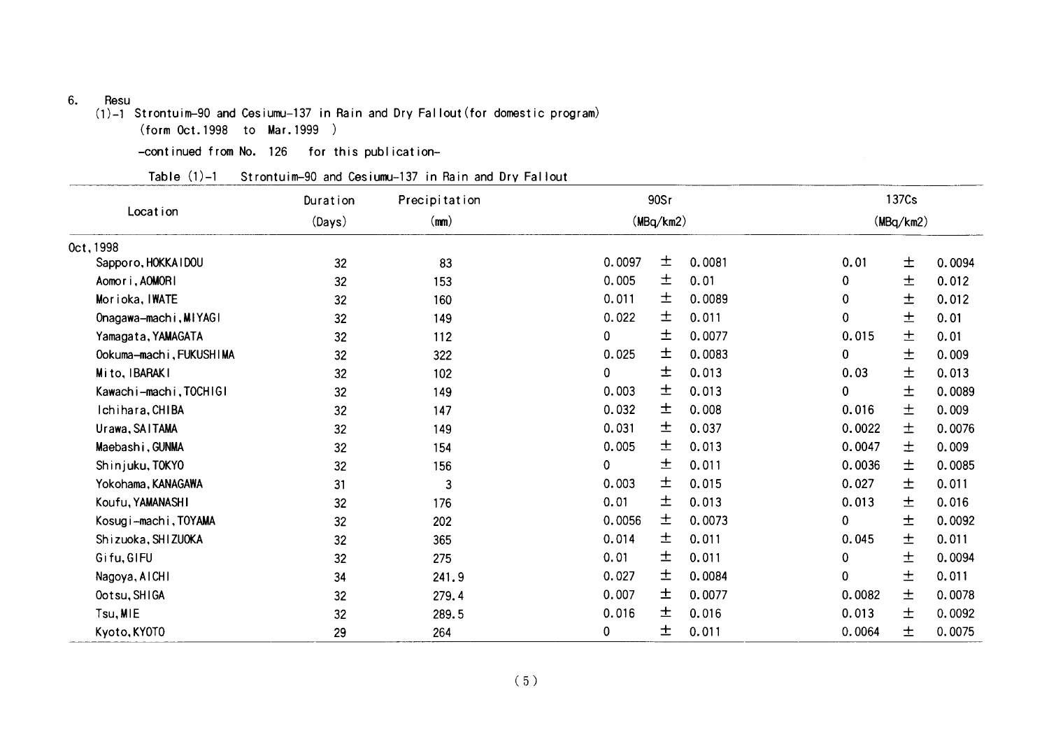6. Resu

(1)-1 Strontuim-90 and Cesiumu-137 in Rain and Dry Fallout(for domestic program)

(form Oct.1998 to Mar.1999 )

-continued from No. 126 for this publication-

Table (1)-1 Strontuim-90 and Cesiumu-137 in Rain and Dry Fallout

| Location | Duration (Days) | Precipitation (mm) | 90Sr (MBq/km2) | | | 137Cs (MBq/km2) | | |
|---|---|---|---|---|---|---|---|---|
| Oct,1998 | | | | | | | | |
| Sapporo,HOKKAIDOU | 32 | 83 | 0.0097 | ± | 0.0081 | 0.01 | ± | 0.0094 |
| Aomori,AOMORI | 32 | 153 | 0.005 | ± | 0.01 | 0 | ± | 0.012 |
| Morioka,IWATE | 32 | 160 | 0.011 | ± | 0.0089 | 0 | ± | 0.012 |
| Onagawa-machi,MIYAGI | 32 | 149 | 0.022 | ± | 0.011 | 0 | ± | 0.01 |
| Yamagata,YAMAGATA | 32 | 112 | 0 | ± | 0.0077 | 0.015 | ± | 0.01 |
| Ookuma-machi,FUKUSHIMA | 32 | 322 | 0.025 | ± | 0.0083 | 0 | ± | 0.009 |
| Mito,IBARAKI | 32 | 102 | 0 | ± | 0.013 | 0.03 | ± | 0.013 |
| Kawachi-machi,TOCHIGI | 32 | 149 | 0.003 | ± | 0.013 | 0 | ± | 0.0089 |
| Ichihara,CHIBA | 32 | 147 | 0.032 | ± | 0.008 | 0.016 | ± | 0.009 |
| Urawa,SAITAMA | 32 | 149 | 0.031 | ± | 0.037 | 0.0022 | ± | 0.0076 |
| Maebashi,GUNMA | 32 | 154 | 0.005 | ± | 0.013 | 0.0047 | ± | 0.009 |
| Shinjuku,TOKYO | 32 | 156 | 0 | ± | 0.011 | 0.0036 | ± | 0.0085 |
| Yokohama,KANAGAWA | 31 | 3 | 0.003 | ± | 0.015 | 0.027 | ± | 0.011 |
| Koufu,YAMANASHI | 32 | 176 | 0.01 | ± | 0.013 | 0.013 | ± | 0.016 |
| Kosugi-machi,TOYAMA | 32 | 202 | 0.0056 | ± | 0.0073 | 0 | ± | 0.0092 |
| Shizuoka,SHIZUOKA | 32 | 365 | 0.014 | ± | 0.011 | 0.045 | ± | 0.011 |
| Gifu,GIFU | 32 | 275 | 0.01 | ± | 0.011 | 0 | ± | 0.0094 |
| Nagoya,AICHI | 34 | 241.9 | 0.027 | ± | 0.0084 | 0 | ± | 0.011 |
| Ootsu,SHIGA | 32 | 279.4 | 0.007 | ± | 0.0077 | 0.0082 | ± | 0.0078 |
| Tsu,MIE | 32 | 289.5 | 0.016 | ± | 0.016 | 0.013 | ± | 0.0092 |
| Kyoto,KYOTO | 29 | 264 | 0 | ± | 0.011 | 0.0064 | ± | 0.0075 |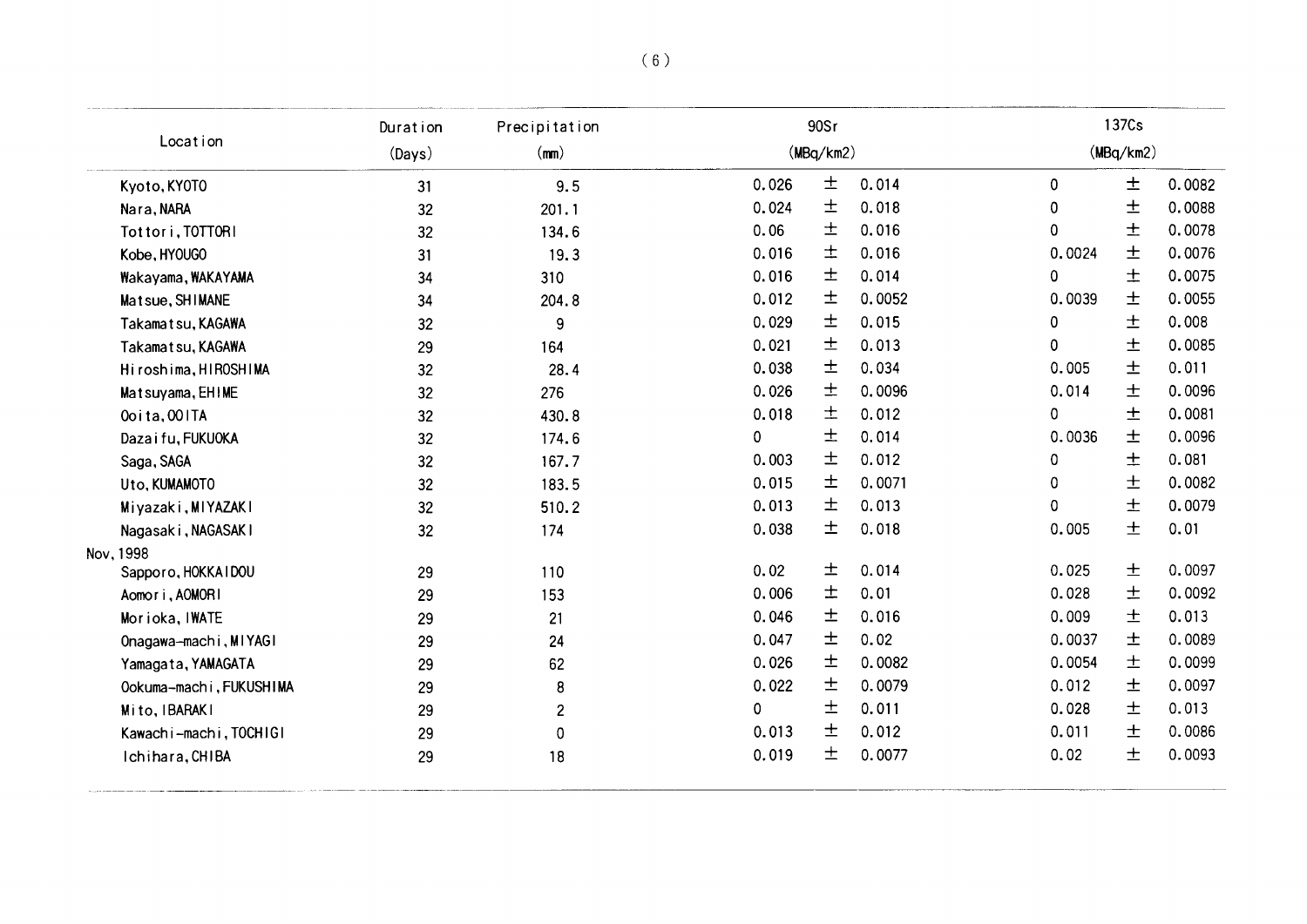| Location | Duration (Days) | Precipitation (mm) | 90Sr (MBq/km2) | | | 137Cs (MBq/km2) | | |
|---|---|---|---|---|---|---|---|---|
| Kyoto, KYOTO | 31 | 9.5 | 0.026 | ± | 0.014 | 0 | ± | 0.0082 |
| Nara, NARA | 32 | 201.1 | 0.024 | ± | 0.018 | 0 | ± | 0.0088 |
| Tottori, TOTTORI | 32 | 134.6 | 0.06 | ± | 0.016 | 0 | ± | 0.0078 |
| Kobe, HYOUGO | 31 | 19.3 | 0.016 | ± | 0.016 | 0.0024 | ± | 0.0076 |
| Wakayama, WAKAYAMA | 34 | 310 | 0.016 | ± | 0.014 | 0 | ± | 0.0075 |
| Matsue, SHIMANE | 34 | 204.8 | 0.012 | ± | 0.0052 | 0.0039 | ± | 0.0055 |
| Takamatsu, KAGAWA | 32 | 9 | 0.029 | ± | 0.015 | 0 | ± | 0.008 |
| Takamatsu, KAGAWA | 29 | 164 | 0.021 | ± | 0.013 | 0 | ± | 0.0085 |
| Hiroshima, HIROSHIMA | 32 | 28.4 | 0.038 | ± | 0.034 | 0.005 | ± | 0.011 |
| Matsuyama, EHIME | 32 | 276 | 0.026 | ± | 0.0096 | 0.014 | ± | 0.0096 |
| Ooita, OOITA | 32 | 430.8 | 0.018 | ± | 0.012 | 0 | ± | 0.0081 |
| Dazaifu, FUKUOKA | 32 | 174.6 | 0 | ± | 0.014 | 0.0036 | ± | 0.0096 |
| Saga, SAGA | 32 | 167.7 | 0.003 | ± | 0.012 | 0 | ± | 0.081 |
| Uto, KUMAMOTO | 32 | 183.5 | 0.015 | ± | 0.0071 | 0 | ± | 0.0082 |
| Miyazaki, MIYAZAKI | 32 | 510.2 | 0.013 | ± | 0.013 | 0 | ± | 0.0079 |
| Nagasaki, NAGASAKI | 32 | 174 | 0.038 | ± | 0.018 | 0.005 | ± | 0.01 |
| Nov, 1998 | | | | | | | | |
| Sapporo, HOKKAIDOU | 29 | 110 | 0.02 | ± | 0.014 | 0.025 | ± | 0.0097 |
| Aomori, AOMORI | 29 | 153 | 0.006 | ± | 0.01 | 0.028 | ± | 0.0092 |
| Morioka, IWATE | 29 | 21 | 0.046 | ± | 0.016 | 0.009 | ± | 0.013 |
| Onagawa-machi, MIYAGI | 29 | 24 | 0.047 | ± | 0.02 | 0.0037 | ± | 0.0089 |
| Yamagata, YAMAGATA | 29 | 62 | 0.026 | ± | 0.0082 | 0.0054 | ± | 0.0099 |
| Ookuma-machi, FUKUSHIMA | 29 | 8 | 0.022 | ± | 0.0079 | 0.012 | ± | 0.0097 |
| Mito, IBARAKI | 29 | 2 | 0 | ± | 0.011 | 0.028 | ± | 0.013 |
| Kawachi-machi, TOCHIGI | 29 | 0 | 0.013 | ± | 0.012 | 0.011 | ± | 0.0086 |
| Ichihara, CHIBA | 29 | 18 | 0.019 | ± | 0.0077 | 0.02 | ± | 0.0093 |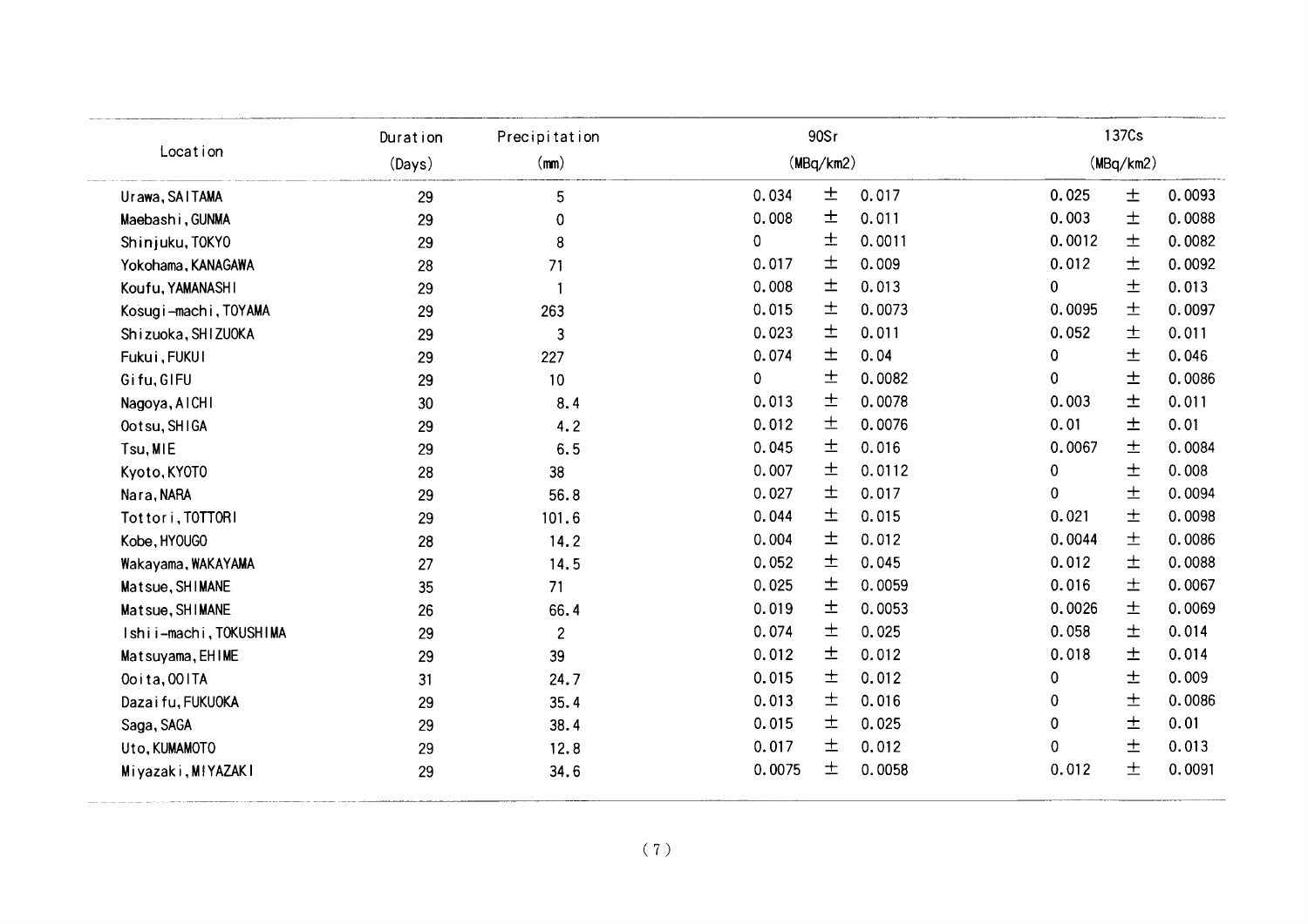| Location | Duration (Days) | Precipitation (mm) | 90Sr (MBq/km2) | 137Cs (MBq/km2) |
|---|---|---|---|---|
| Urawa, SAITAMA | 29 | 5 | 0.034 ± 0.017 | 0.025 ± 0.0093 |
| Maebashi, GUNMA | 29 | 0 | 0.008 ± 0.011 | 0.003 ± 0.0088 |
| Shinjuku, TOKYO | 29 | 8 | 0 ± 0.0011 | 0.0012 ± 0.0082 |
| Yokohama, KANAGAWA | 28 | 71 | 0.017 ± 0.009 | 0.012 ± 0.0092 |
| Koufu, YAMANASHI | 29 | 1 | 0.008 ± 0.013 | 0 ± 0.013 |
| Kosugi-machi, TOYAMA | 29 | 263 | 0.015 ± 0.0073 | 0.0095 ± 0.0097 |
| Shizuoka, SHIZUOKA | 29 | 3 | 0.023 ± 0.011 | 0.052 ± 0.011 |
| Fukui, FUKUI | 29 | 227 | 0.074 ± 0.04 | 0 ± 0.046 |
| Gifu, GIFU | 29 | 10 | 0 ± 0.0082 | 0 ± 0.0086 |
| Nagoya, AICHI | 30 | 8.4 | 0.013 ± 0.0078 | 0.003 ± 0.011 |
| Ootsu, SHIGA | 29 | 4.2 | 0.012 ± 0.0076 | 0.01 ± 0.01 |
| Tsu, MIE | 29 | 6.5 | 0.045 ± 0.016 | 0.0067 ± 0.0084 |
| Kyoto, KYOTO | 28 | 38 | 0.007 ± 0.0112 | 0 ± 0.008 |
| Nara, NARA | 29 | 56.8 | 0.027 ± 0.017 | 0 ± 0.0094 |
| Tottori, TOTTORI | 29 | 101.6 | 0.044 ± 0.015 | 0.021 ± 0.0098 |
| Kobe, HYOUGO | 28 | 14.2 | 0.004 ± 0.012 | 0.0044 ± 0.0086 |
| Wakayama, WAKAYAMA | 27 | 14.5 | 0.052 ± 0.045 | 0.012 ± 0.0088 |
| Matsue, SHIMANE | 35 | 71 | 0.025 ± 0.0059 | 0.016 ± 0.0067 |
| Matsue, SHIMANE | 26 | 66.4 | 0.019 ± 0.0053 | 0.0026 ± 0.0069 |
| Ishii-machi, TOKUSHIMA | 29 | 2 | 0.074 ± 0.025 | 0.058 ± 0.014 |
| Matsuyama, EHIME | 29 | 39 | 0.012 ± 0.012 | 0.018 ± 0.014 |
| Ooita, OOITA | 31 | 24.7 | 0.015 ± 0.012 | 0 ± 0.009 |
| Dazaifu, FUKUOKA | 29 | 35.4 | 0.013 ± 0.016 | 0 ± 0.0086 |
| Saga, SAGA | 29 | 38.4 | 0.015 ± 0.025 | 0 ± 0.01 |
| Uto, KUMAMOTO | 29 | 12.8 | 0.017 ± 0.012 | 0 ± 0.013 |
| Miyazaki, MIYAZAKI | 29 | 34.6 | 0.0075 ± 0.0058 | 0.012 ± 0.0091 |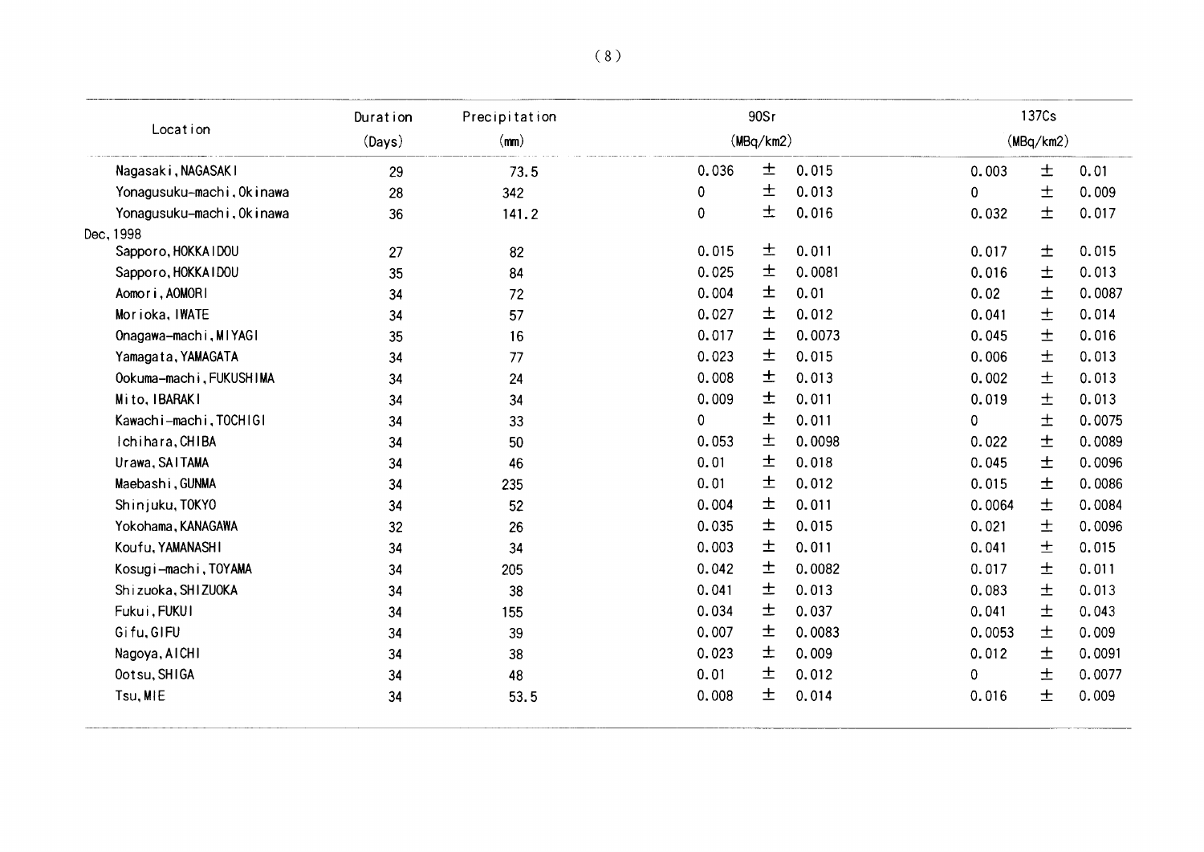| Location | Duration (Days) | Precipitation (mm) | 90Sr (MBq/km2) | | | 137Cs (MBq/km2) | | |
|---|---|---|---|---|---|---|---|---|
| Nagasaki, NAGASAKI | 29 | 73.5 | 0.036 | ± | 0.015 | 0.003 | ± | 0.01 |
| Yonagusuku-machi, Okinawa | 28 | 342 | 0 | ± | 0.013 | 0 | ± | 0.009 |
| Yonagusuku-machi, Okinawa | 36 | 141.2 | 0 | ± | 0.016 | 0.032 | ± | 0.017 |
| Dec, 1998 | | | | | | | | |
| Sapporo, HOKKAIDOU | 27 | 82 | 0.015 | ± | 0.011 | 0.017 | ± | 0.015 |
| Sapporo, HOKKAIDOU | 35 | 84 | 0.025 | ± | 0.0081 | 0.016 | ± | 0.013 |
| Aomori, AOMORI | 34 | 72 | 0.004 | ± | 0.01 | 0.02 | ± | 0.0087 |
| Morioka, IWATE | 34 | 57 | 0.027 | ± | 0.012 | 0.041 | ± | 0.014 |
| Onagawa-machi, MIYAGI | 35 | 16 | 0.017 | ± | 0.0073 | 0.045 | ± | 0.016 |
| Yamagata, YAMAGATA | 34 | 77 | 0.023 | ± | 0.015 | 0.006 | ± | 0.013 |
| Ookuma-machi, FUKUSHIMA | 34 | 24 | 0.008 | ± | 0.013 | 0.002 | ± | 0.013 |
| Mito, IBARAKI | 34 | 34 | 0.009 | ± | 0.011 | 0.019 | ± | 0.013 |
| Kawachi-machi, TOCHIGI | 34 | 33 | 0 | ± | 0.011 | 0 | ± | 0.0075 |
| Ichihara, CHIBA | 34 | 50 | 0.053 | ± | 0.0098 | 0.022 | ± | 0.0089 |
| Urawa, SAITAMA | 34 | 46 | 0.01 | ± | 0.018 | 0.045 | ± | 0.0096 |
| Maebashi, GUNMA | 34 | 235 | 0.01 | ± | 0.012 | 0.015 | ± | 0.0086 |
| Shinjuku, TOKYO | 34 | 52 | 0.004 | ± | 0.011 | 0.0064 | ± | 0.0084 |
| Yokohama, KANAGAWA | 32 | 26 | 0.035 | ± | 0.015 | 0.021 | ± | 0.0096 |
| Koufu, YAMANASHI | 34 | 34 | 0.003 | ± | 0.011 | 0.041 | ± | 0.015 |
| Kosugi-machi, TOYAMA | 34 | 205 | 0.042 | ± | 0.0082 | 0.017 | ± | 0.011 |
| Shizuoka, SHIZUOKA | 34 | 38 | 0.041 | ± | 0.013 | 0.083 | ± | 0.013 |
| Fukui, FUKUI | 34 | 155 | 0.034 | ± | 0.037 | 0.041 | ± | 0.043 |
| Gifu, GIFU | 34 | 39 | 0.007 | ± | 0.0083 | 0.0053 | ± | 0.009 |
| Nagoya, AICHI | 34 | 38 | 0.023 | ± | 0.009 | 0.012 | ± | 0.0091 |
| Ootsu, SHIGA | 34 | 48 | 0.01 | ± | 0.012 | 0 | ± | 0.0077 |
| Tsu, MIE | 34 | 53.5 | 0.008 | ± | 0.014 | 0.016 | ± | 0.009 |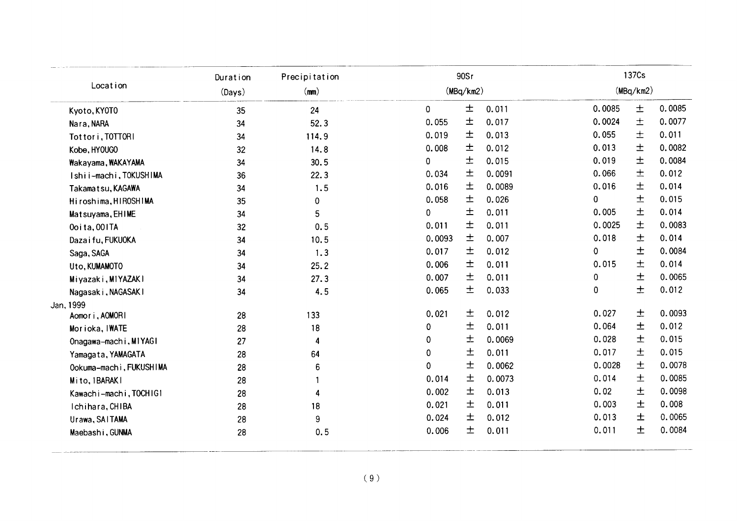| Location | Duration (Days) | Precipitation (mm) | 90Sr (MBq/km2) | | | 137Cs (MBq/km2) | | |
|---|---|---|---|---|---|---|---|---|
| Kyoto, KYOTO | 35 | 24 | 0 | ± | 0.011 | 0.0085 | ± | 0.0085 |
| Nara, NARA | 34 | 52.3 | 0.055 | ± | 0.017 | 0.0024 | ± | 0.0077 |
| Tottori, TOTTORI | 34 | 114.9 | 0.019 | ± | 0.013 | 0.055 | ± | 0.011 |
| Kobe, HYOUGO | 32 | 14.8 | 0.008 | ± | 0.012 | 0.013 | ± | 0.0082 |
| Wakayama, WAKAYAMA | 34 | 30.5 | 0 | ± | 0.015 | 0.019 | ± | 0.0084 |
| Ishii-machi, TOKUSHIMA | 36 | 22.3 | 0.034 | ± | 0.0091 | 0.066 | ± | 0.012 |
| Takamatsu, KAGAWA | 34 | 1.5 | 0.016 | ± | 0.0089 | 0.016 | ± | 0.014 |
| Hiroshima, HIROSHIMA | 35 | 0 | 0.058 | ± | 0.026 | 0 | ± | 0.015 |
| Matsuyama, EHIME | 34 | 5 | 0 | ± | 0.011 | 0.005 | ± | 0.014 |
| Ooita, OOITA | 32 | 0.5 | 0.011 | ± | 0.011 | 0.0025 | ± | 0.0083 |
| Dazaifu, FUKUOKA | 34 | 10.5 | 0.0093 | ± | 0.007 | 0.018 | ± | 0.014 |
| Saga, SAGA | 34 | 1.3 | 0.017 | ± | 0.012 | 0 | ± | 0.0084 |
| Uto, KUMAMOTO | 34 | 25.2 | 0.006 | ± | 0.011 | 0.015 | ± | 0.014 |
| Miyazaki, MIYAZAKI | 34 | 27.3 | 0.007 | ± | 0.011 | 0 | ± | 0.0065 |
| Nagasaki, NAGASAKI | 34 | 4.5 | 0.065 | ± | 0.033 | 0 | ± | 0.012 |
| Jan, 1999 | | | | | | | | |
| Aomori, AOMORI | 28 | 133 | 0.021 | ± | 0.012 | 0.027 | ± | 0.0093 |
| Morioka, IWATE | 28 | 18 | 0 | ± | 0.011 | 0.064 | ± | 0.012 |
| Onagawa-machi, MIYAGI | 27 | 4 | 0 | ± | 0.0069 | 0.028 | ± | 0.015 |
| Yamagata, YAMAGATA | 28 | 64 | 0 | ± | 0.011 | 0.017 | ± | 0.015 |
| Ookuma-machi, FUKUSHIMA | 28 | 6 | 0 | ± | 0.0062 | 0.0028 | ± | 0.0078 |
| Mito, IBARAKI | 28 | 1 | 0.014 | ± | 0.0073 | 0.014 | ± | 0.0085 |
| Kawachi-machi, TOCHIGI | 28 | 4 | 0.002 | ± | 0.013 | 0.02 | ± | 0.0098 |
| Ichihara, CHIBA | 28 | 18 | 0.021 | ± | 0.011 | 0.003 | ± | 0.008 |
| Urawa, SAITAMA | 28 | 9 | 0.024 | ± | 0.012 | 0.013 | ± | 0.0065 |
| Maebashi, GUNMA | 28 | 0.5 | 0.006 | ± | 0.011 | 0.011 | ± | 0.0084 |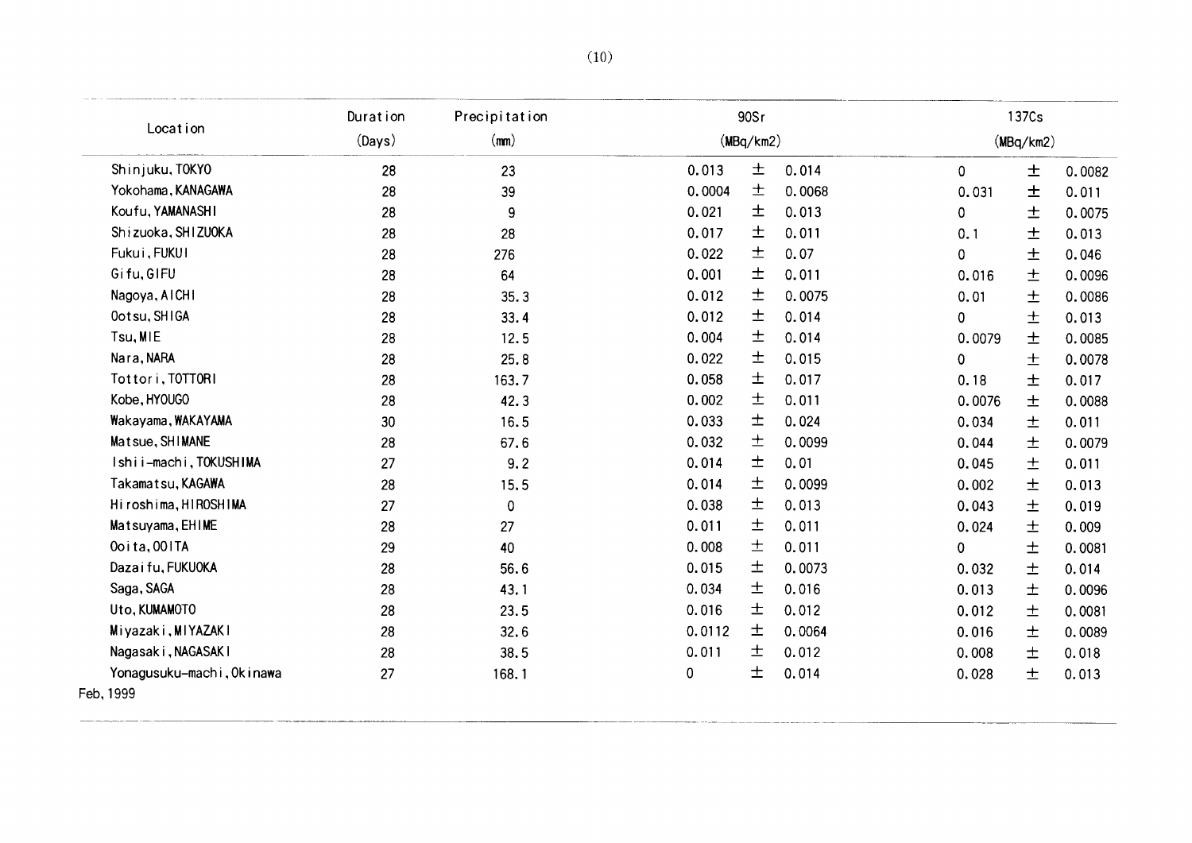| Location | Duration (Days) | Precipitation (mm) | 90Sr (MBq/km2) | | | 137Cs (MBq/km2) | | |
|---|---|---|---|---|---|---|---|---|
| Shinjuku, TOKYO | 28 | 23 | 0.013 | ± | 0.014 | 0 | ± | 0.0082 |
| Yokohama, KANAGAWA | 28 | 39 | 0.0004 | ± | 0.0068 | 0.031 | ± | 0.011 |
| Koufu, YAMANASHI | 28 | 9 | 0.021 | ± | 0.013 | 0 | ± | 0.0075 |
| Shizuoka, SHIZUOKA | 28 | 28 | 0.017 | ± | 0.011 | 0.1 | ± | 0.013 |
| Fukui, FUKUI | 28 | 276 | 0.022 | ± | 0.07 | 0 | ± | 0.046 |
| Gifu, GIFU | 28 | 64 | 0.001 | ± | 0.011 | 0.016 | ± | 0.0096 |
| Nagoya, AICHI | 28 | 35.3 | 0.012 | ± | 0.0075 | 0.01 | ± | 0.0086 |
| Ootsu, SHIGA | 28 | 33.4 | 0.012 | ± | 0.014 | 0 | ± | 0.013 |
| Tsu, MIE | 28 | 12.5 | 0.004 | ± | 0.014 | 0.0079 | ± | 0.0085 |
| Nara, NARA | 28 | 25.8 | 0.022 | ± | 0.015 | 0 | ± | 0.0078 |
| Tottori, TOTTORI | 28 | 163.7 | 0.058 | ± | 0.017 | 0.18 | ± | 0.017 |
| Kobe, HYOUGO | 28 | 42.3 | 0.002 | ± | 0.011 | 0.0076 | ± | 0.0088 |
| Wakayama, WAKAYAMA | 30 | 16.5 | 0.033 | ± | 0.024 | 0.034 | ± | 0.011 |
| Matsue, SHIMANE | 28 | 67.6 | 0.032 | ± | 0.0099 | 0.044 | ± | 0.0079 |
| Ishii-machi, TOKUSHIMA | 27 | 9.2 | 0.014 | ± | 0.01 | 0.045 | ± | 0.011 |
| Takamatsu, KAGAWA | 28 | 15.5 | 0.014 | ± | 0.0099 | 0.002 | ± | 0.013 |
| Hiroshima, HIROSHIMA | 27 | 0 | 0.038 | ± | 0.013 | 0.043 | ± | 0.019 |
| Matsuyama, EHIME | 28 | 27 | 0.011 | ± | 0.011 | 0.024 | ± | 0.009 |
| Ooita, OOITA | 29 | 40 | 0.008 | ± | 0.011 | 0 | ± | 0.0081 |
| Dazaifu, FUKUOKA | 28 | 56.6 | 0.015 | ± | 0.0073 | 0.032 | ± | 0.014 |
| Saga, SAGA | 28 | 43.1 | 0.034 | ± | 0.016 | 0.013 | ± | 0.0096 |
| Uto, KUMAMOTO | 28 | 23.5 | 0.016 | ± | 0.012 | 0.012 | ± | 0.0081 |
| Miyazaki, MIYAZAKI | 28 | 32.6 | 0.0112 | ± | 0.0064 | 0.016 | ± | 0.0089 |
| Nagasaki, NAGASAKI | 28 | 38.5 | 0.011 | ± | 0.012 | 0.008 | ± | 0.018 |
| Yonagusuku-machi, Okinawa | 27 | 168.1 | 0 | ± | 0.014 | 0.028 | ± | 0.013 |

Feb, 1999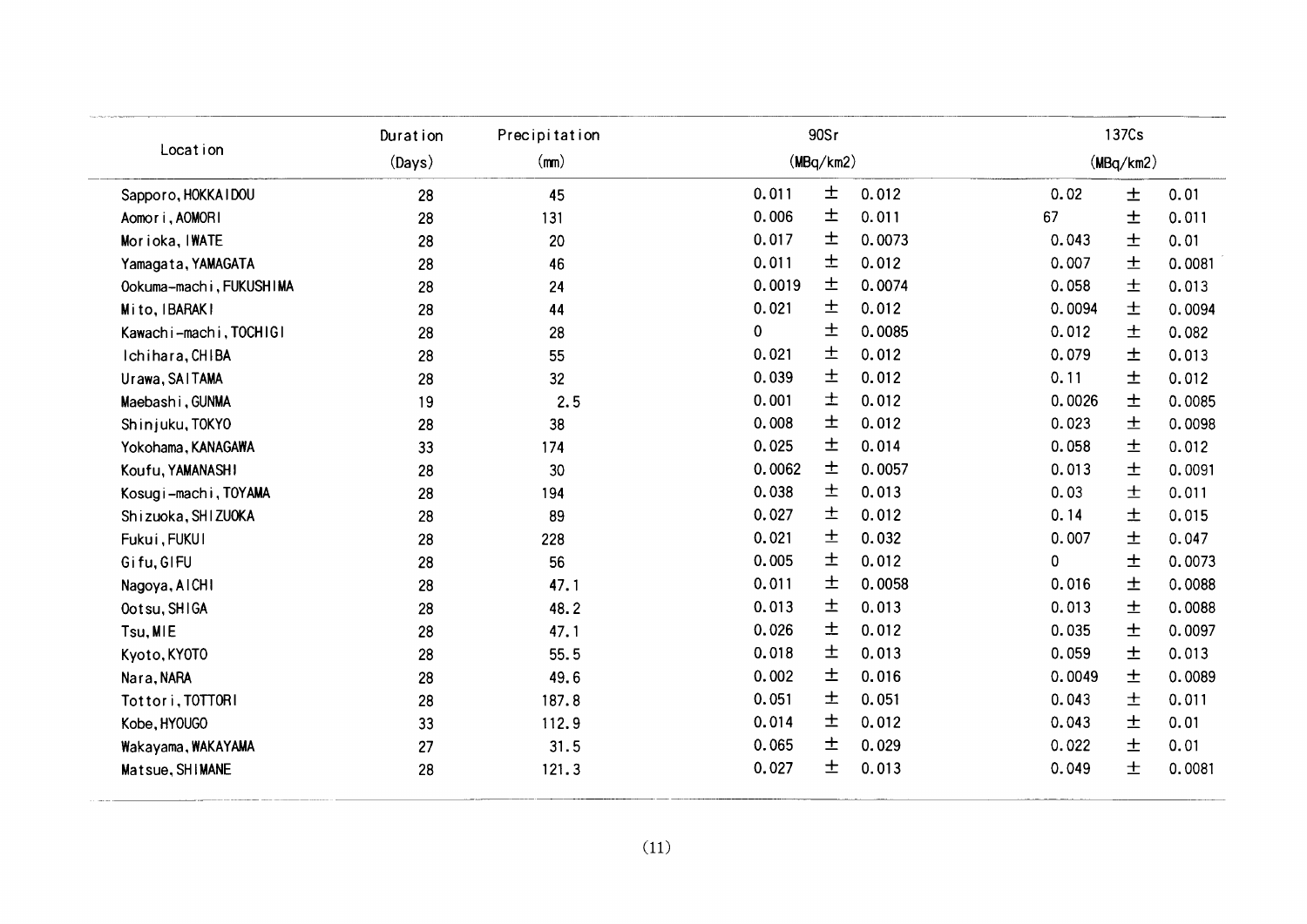| Location | Duration (Days) | Precipitation (mm) | 90Sr (MBq/km2) | | | 137Cs (MBq/km2) | | |
|---|---|---|---|---|---|---|---|---|
| Sapporo, HOKKAIDOU | 28 | 45 | 0.011 | ± | 0.012 | 0.02 | ± | 0.01 |
| Aomori, AOMORI | 28 | 131 | 0.006 | ± | 0.011 | 67 | ± | 0.011 |
| Morioka, IWATE | 28 | 20 | 0.017 | ± | 0.0073 | 0.043 | ± | 0.01 |
| Yamagata, YAMAGATA | 28 | 46 | 0.011 | ± | 0.012 | 0.007 | ± | 0.0081 |
| Ookuma-machi, FUKUSHIMA | 28 | 24 | 0.0019 | ± | 0.0074 | 0.058 | ± | 0.013 |
| Mito, IBARAKI | 28 | 44 | 0.021 | ± | 0.012 | 0.0094 | ± | 0.0094 |
| Kawachi-machi, TOCHIGI | 28 | 28 | 0 | ± | 0.0085 | 0.012 | ± | 0.082 |
| Ichihara, CHIBA | 28 | 55 | 0.021 | ± | 0.012 | 0.079 | ± | 0.013 |
| Urawa, SAITAMA | 28 | 32 | 0.039 | ± | 0.012 | 0.11 | ± | 0.012 |
| Maebashi, GUNMA | 19 | 2.5 | 0.001 | ± | 0.012 | 0.0026 | ± | 0.0085 |
| Shinjuku, TOKYO | 28 | 38 | 0.008 | ± | 0.012 | 0.023 | ± | 0.0098 |
| Yokohama, KANAGAWA | 33 | 174 | 0.025 | ± | 0.014 | 0.058 | ± | 0.012 |
| Koufu, YAMANASHI | 28 | 30 | 0.0062 | ± | 0.0057 | 0.013 | ± | 0.0091 |
| Kosugi-machi, TOYAMA | 28 | 194 | 0.038 | ± | 0.013 | 0.03 | ± | 0.011 |
| Shizuoka, SHIZUOKA | 28 | 89 | 0.027 | ± | 0.012 | 0.14 | ± | 0.015 |
| Fukui, FUKUI | 28 | 228 | 0.021 | ± | 0.032 | 0.007 | ± | 0.047 |
| Gifu, GIFU | 28 | 56 | 0.005 | ± | 0.012 | 0 | ± | 0.0073 |
| Nagoya, AICHI | 28 | 47.1 | 0.011 | ± | 0.0058 | 0.016 | ± | 0.0088 |
| Ootsu, SHIGA | 28 | 48.2 | 0.013 | ± | 0.013 | 0.013 | ± | 0.0088 |
| Tsu, MIE | 28 | 47.1 | 0.026 | ± | 0.012 | 0.035 | ± | 0.0097 |
| Kyoto, KYOTO | 28 | 55.5 | 0.018 | ± | 0.013 | 0.059 | ± | 0.013 |
| Nara, NARA | 28 | 49.6 | 0.002 | ± | 0.016 | 0.0049 | ± | 0.0089 |
| Tottori, TOTTORI | 28 | 187.8 | 0.051 | ± | 0.051 | 0.043 | ± | 0.011 |
| Kobe, HYOUGO | 33 | 112.9 | 0.014 | ± | 0.012 | 0.043 | ± | 0.01 |
| Wakayama, WAKAYAMA | 27 | 31.5 | 0.065 | ± | 0.029 | 0.022 | ± | 0.01 |
| Matsue, SHIMANE | 28 | 121.3 | 0.027 | ± | 0.013 | 0.049 | ± | 0.0081 |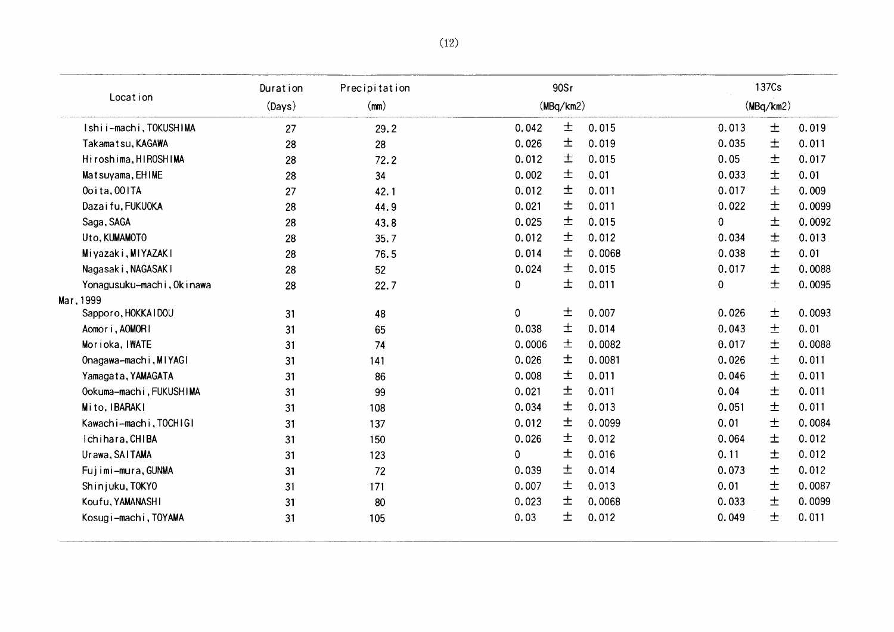| Location | Duration (Days) | Precipitation (mm) | 90Sr (MBq/km2) | | | 137Cs (MBq/km2) | | |
|---|---|---|---|---|---|---|---|---|
| Ishii-machi, TOKUSHIMA | 27 | 29.2 | 0.042 | ± | 0.015 | 0.013 | ± | 0.019 |
| Takamatsu, KAGAWA | 28 | 28 | 0.026 | ± | 0.019 | 0.035 | ± | 0.011 |
| Hiroshima, HIROSHIMA | 28 | 72.2 | 0.012 | ± | 0.015 | 0.05 | ± | 0.017 |
| Matsuyama, EHIME | 28 | 34 | 0.002 | ± | 0.01 | 0.033 | ± | 0.01 |
| Ooita, OOITA | 27 | 42.1 | 0.012 | ± | 0.011 | 0.017 | ± | 0.009 |
| Dazaifu, FUKUOKA | 28 | 44.9 | 0.021 | ± | 0.011 | 0.022 | ± | 0.0099 |
| Saga, SAGA | 28 | 43.8 | 0.025 | ± | 0.015 | 0 | ± | 0.0092 |
| Uto, KUMAMOTO | 28 | 35.7 | 0.012 | ± | 0.012 | 0.034 | ± | 0.013 |
| Miyazaki, MIYAZAKI | 28 | 76.5 | 0.014 | ± | 0.0068 | 0.038 | ± | 0.01 |
| Nagasaki, NAGASAKI | 28 | 52 | 0.024 | ± | 0.015 | 0.017 | ± | 0.0088 |
| Yonagusuku-machi, Okinawa | 28 | 22.7 | 0 | ± | 0.011 | 0 | ± | 0.0095 |
| Mar, 1999 | | | | | | | | |
| Sapporo, HOKKAIDOU | 31 | 48 | 0 | ± | 0.007 | 0.026 | ± | 0.0093 |
| Aomori, AOMORI | 31 | 65 | 0.038 | ± | 0.014 | 0.043 | ± | 0.01 |
| Morioka, IWATE | 31 | 74 | 0.0006 | ± | 0.0082 | 0.017 | ± | 0.0088 |
| Onagawa-machi, MIYAGI | 31 | 141 | 0.026 | ± | 0.0081 | 0.026 | ± | 0.011 |
| Yamagata, YAMAGATA | 31 | 86 | 0.008 | ± | 0.011 | 0.046 | ± | 0.011 |
| Ookuma-machi, FUKUSHIMA | 31 | 99 | 0.021 | ± | 0.011 | 0.04 | ± | 0.011 |
| Mito, IBARAKI | 31 | 108 | 0.034 | ± | 0.013 | 0.051 | ± | 0.011 |
| Kawachi-machi, TOCHIGI | 31 | 137 | 0.012 | ± | 0.0099 | 0.01 | ± | 0.0084 |
| Ichihara, CHIBA | 31 | 150 | 0.026 | ± | 0.012 | 0.064 | ± | 0.012 |
| Urawa, SAITAMA | 31 | 123 | 0 | ± | 0.016 | 0.11 | ± | 0.012 |
| Fujimi-mura, GUNMA | 31 | 72 | 0.039 | ± | 0.014 | 0.073 | ± | 0.012 |
| Shinjuku, TOKYO | 31 | 171 | 0.007 | ± | 0.013 | 0.01 | ± | 0.0087 |
| Koufu, YAMANASHI | 31 | 80 | 0.023 | ± | 0.0068 | 0.033 | ± | 0.0099 |
| Kosugi-machi, TOYAMA | 31 | 105 | 0.03 | ± | 0.012 | 0.049 | ± | 0.011 |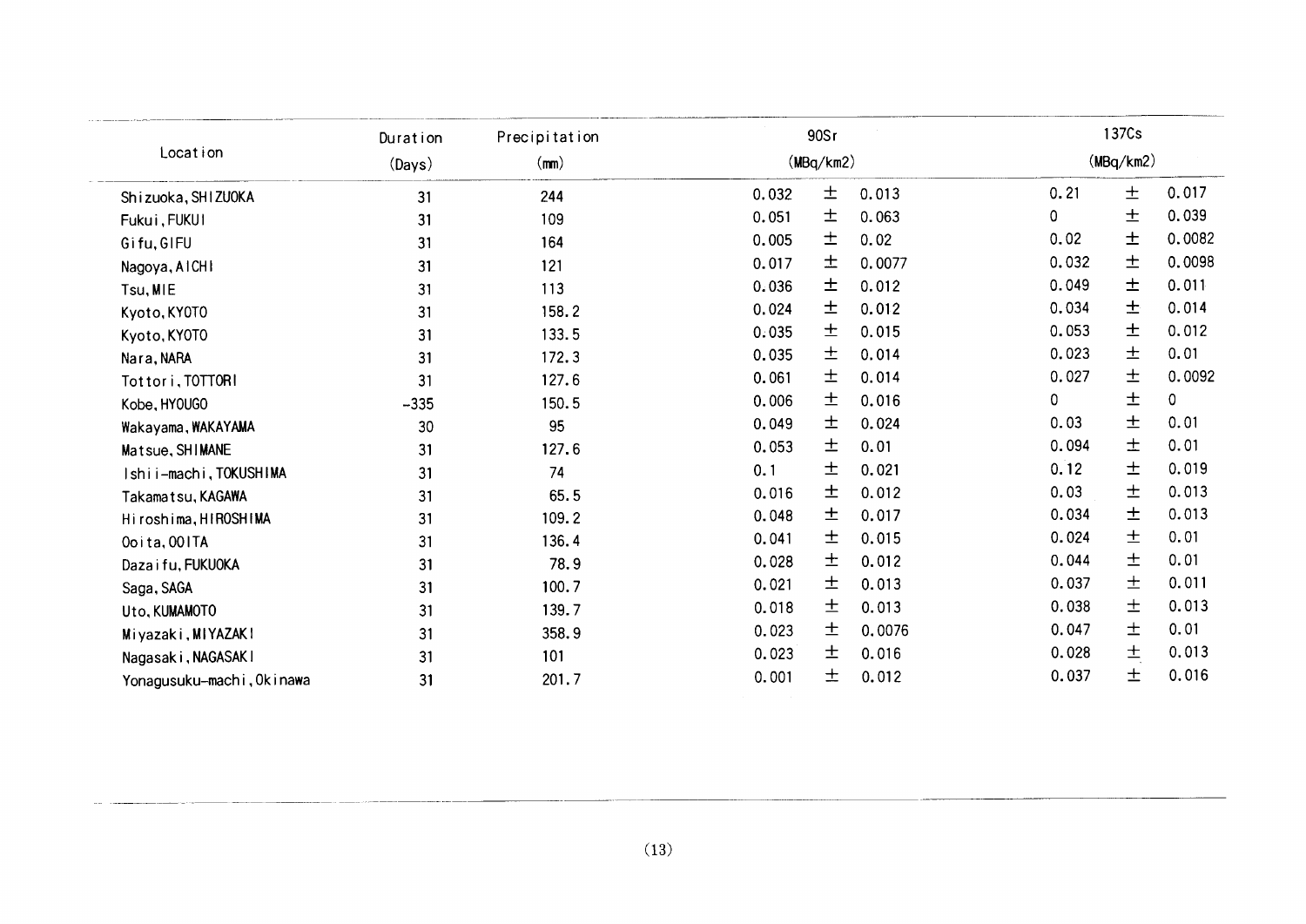| Location | Duration (Days) | Precipitation (mm) | 90Sr (MBq/km2) | 137Cs (MBq/km2) |
|---|---|---|---|---|
| Shizuoka, SHIZUOKA | 31 | 244 | 0.032 ± 0.013 | 0.21 ± 0.017 |
| Fukui, FUKUI | 31 | 109 | 0.051 ± 0.063 | 0 ± 0.039 |
| Gifu, GIFU | 31 | 164 | 0.005 ± 0.02 | 0.02 ± 0.0082 |
| Nagoya, AICHI | 31 | 121 | 0.017 ± 0.0077 | 0.032 ± 0.0098 |
| Tsu, MIE | 31 | 113 | 0.036 ± 0.012 | 0.049 ± 0.011 |
| Kyoto, KYOTO | 31 | 158.2 | 0.024 ± 0.012 | 0.034 ± 0.014 |
| Kyoto, KYOTO | 31 | 133.5 | 0.035 ± 0.015 | 0.053 ± 0.012 |
| Nara, NARA | 31 | 172.3 | 0.035 ± 0.014 | 0.023 ± 0.01 |
| Tottori, TOTTORI | 31 | 127.6 | 0.061 ± 0.014 | 0.027 ± 0.0092 |
| Kobe, HYOUGO | -335 | 150.5 | 0.006 ± 0.016 | 0 ± 0 |
| Wakayama, WAKAYAMA | 30 | 95 | 0.049 ± 0.024 | 0.03 ± 0.01 |
| Matsue, SHIMANE | 31 | 127.6 | 0.053 ± 0.01 | 0.094 ± 0.01 |
| Ishii-machi, TOKUSHIMA | 31 | 74 | 0.1 ± 0.021 | 0.12 ± 0.019 |
| Takamatsu, KAGAWA | 31 | 65.5 | 0.016 ± 0.012 | 0.03 ± 0.013 |
| Hiroshima, HIROSHIMA | 31 | 109.2 | 0.048 ± 0.017 | 0.034 ± 0.013 |
| Ooita, OOITA | 31 | 136.4 | 0.041 ± 0.015 | 0.024 ± 0.01 |
| Dazaifu, FUKUOKA | 31 | 78.9 | 0.028 ± 0.012 | 0.044 ± 0.01 |
| Saga, SAGA | 31 | 100.7 | 0.021 ± 0.013 | 0.037 ± 0.011 |
| Uto, KUMAMOTO | 31 | 139.7 | 0.018 ± 0.013 | 0.038 ± 0.013 |
| Miyazaki, MIYAZAKI | 31 | 358.9 | 0.023 ± 0.0076 | 0.047 ± 0.01 |
| Nagasaki, NAGASAKI | 31 | 101 | 0.023 ± 0.016 | 0.028 ± 0.013 |
| Yonagusuku-machi, Okinawa | 31 | 201.7 | 0.001 ± 0.012 | 0.037 ± 0.016 |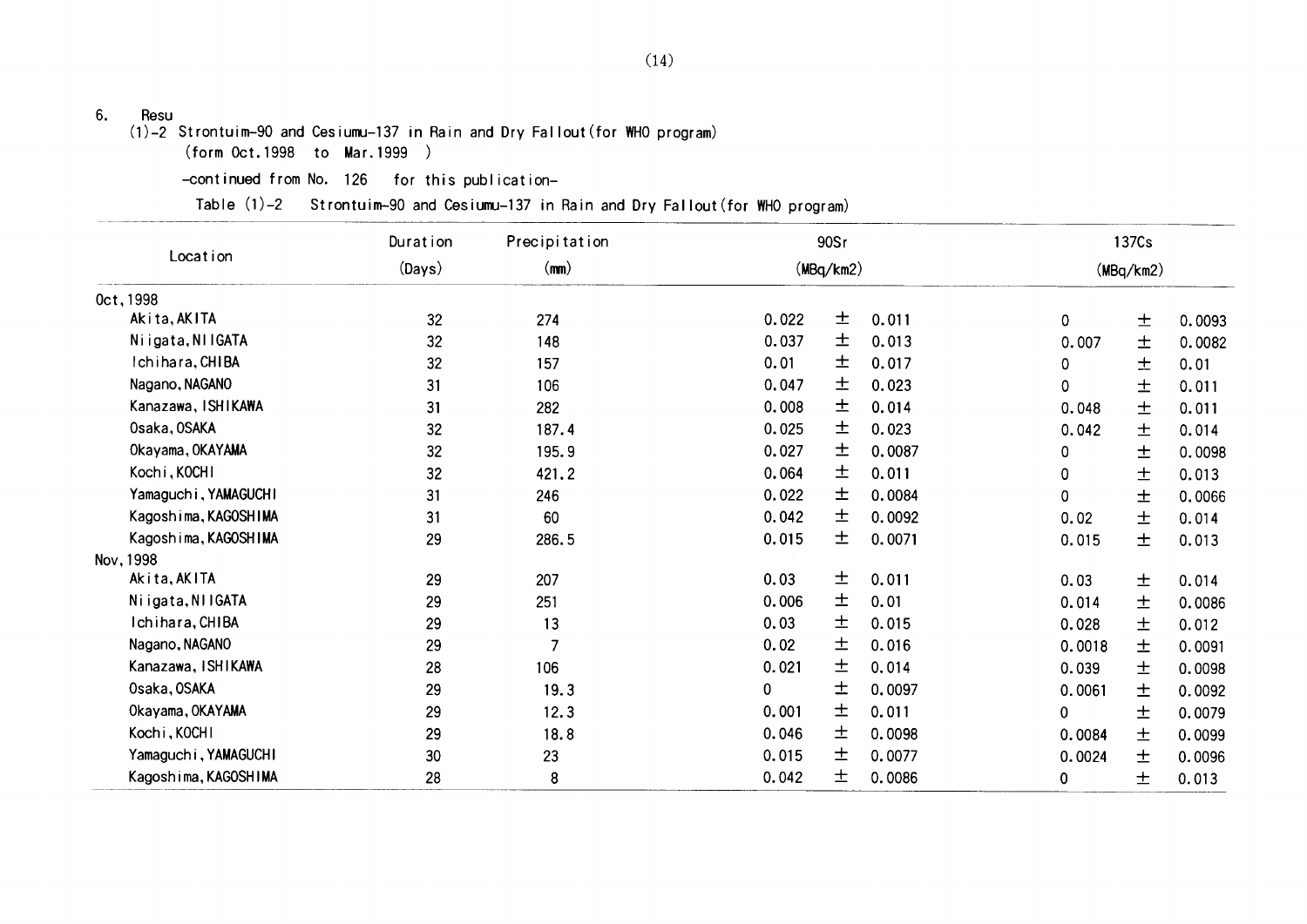6. Resu

(1)-2 Strontuim-90 and Cesiumu-137 in Rain and Dry Fallout(for WHO program)

(form Oct.1998 to Mar.1999 )

-continued from No. 126 for this publication-

Table (1)-2 Strontuim-90 and Cesiumu-137 in Rain and Dry Fallout(for WHO program)

| Location | Duration (Days) | Precipitation (mm) | 90Sr (MBq/km2) | | | 137Cs (MBq/km2) | | |
|---|---|---|---|---|---|---|---|---|
| Oct,1998 | | | | | | | | |
| Akita,AKITA | 32 | 274 | 0.022 | ± | 0.011 | 0 | ± | 0.0093 |
| Niigata,NIIGATA | 32 | 148 | 0.037 | ± | 0.013 | 0.007 | ± | 0.0082 |
| Ichihara,CHIBA | 32 | 157 | 0.01 | ± | 0.017 | 0 | ± | 0.01 |
| Nagano,NAGANO | 31 | 106 | 0.047 | ± | 0.023 | 0 | ± | 0.011 |
| Kanazawa, ISHIKAWA | 31 | 282 | 0.008 | ± | 0.014 | 0.048 | ± | 0.011 |
| Osaka,OSAKA | 32 | 187.4 | 0.025 | ± | 0.023 | 0.042 | ± | 0.014 |
| Okayama,OKAYAMA | 32 | 195.9 | 0.027 | ± | 0.0087 | 0 | ± | 0.0098 |
| Kochi,KOCHI | 32 | 421.2 | 0.064 | ± | 0.011 | 0 | ± | 0.013 |
| Yamaguchi,YAMAGUCHI | 31 | 246 | 0.022 | ± | 0.0084 | 0 | ± | 0.0066 |
| Kagoshima,KAGOSHIMA | 31 | 60 | 0.042 | ± | 0.0092 | 0.02 | ± | 0.014 |
| Kagoshima,KAGOSHIMA | 29 | 286.5 | 0.015 | ± | 0.0071 | 0.015 | ± | 0.013 |
| Nov,1998 | | | | | | | | |
| Akita,AKITA | 29 | 207 | 0.03 | ± | 0.011 | 0.03 | ± | 0.014 |
| Niigata,NIIGATA | 29 | 251 | 0.006 | ± | 0.01 | 0.014 | ± | 0.0086 |
| Ichihara,CHIBA | 29 | 13 | 0.03 | ± | 0.015 | 0.028 | ± | 0.012 |
| Nagano,NAGANO | 29 | 7 | 0.02 | ± | 0.016 | 0.0018 | ± | 0.0091 |
| Kanazawa, ISHIKAWA | 28 | 106 | 0.021 | ± | 0.014 | 0.039 | ± | 0.0098 |
| Osaka,OSAKA | 29 | 19.3 | 0 | ± | 0.0097 | 0.0061 | ± | 0.0092 |
| Okayama,OKAYAMA | 29 | 12.3 | 0.001 | ± | 0.011 | 0 | ± | 0.0079 |
| Kochi,KOCHI | 29 | 18.8 | 0.046 | ± | 0.0098 | 0.0084 | ± | 0.0099 |
| Yamaguchi,YAMAGUCHI | 30 | 23 | 0.015 | ± | 0.0077 | 0.0024 | ± | 0.0096 |
| Kagoshima,KAGOSHIMA | 28 | 8 | 0.042 | ± | 0.0086 | 0 | ± | 0.013 |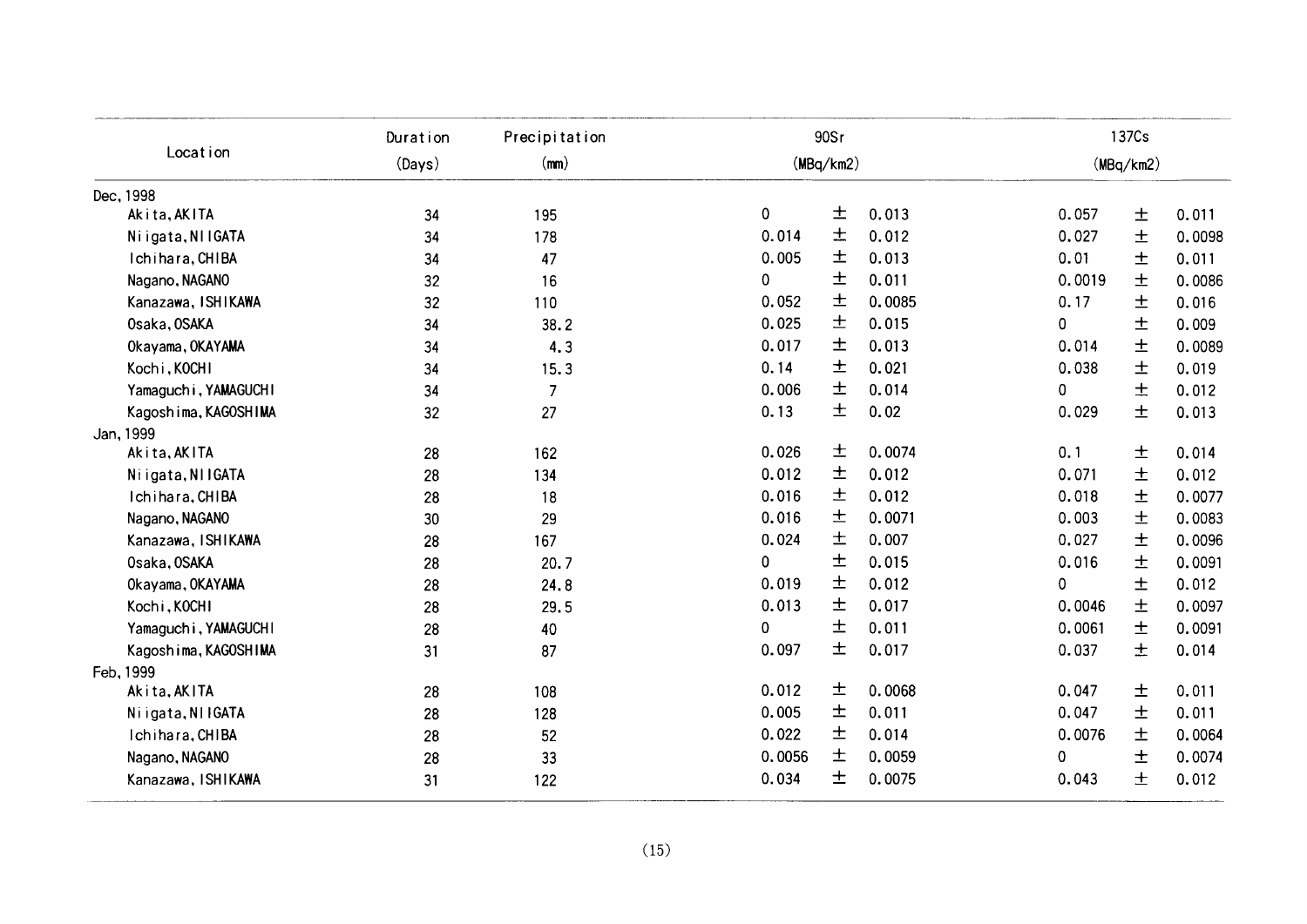| Location | Duration (Days) | Precipitation (mm) | 90Sr (MBq/km2) | | | 137Cs (MBq/km2) | | |
|---|---|---|---|---|---|---|---|---|
| Dec, 1998 | | | | | | | | |
| Akita, AKITA | 34 | 195 | 0 | ± | 0.013 | 0.057 | ± | 0.011 |
| Niigata, NIIGATA | 34 | 178 | 0.014 | ± | 0.012 | 0.027 | ± | 0.0098 |
| Ichihara, CHIBA | 34 | 47 | 0.005 | ± | 0.013 | 0.01 | ± | 0.011 |
| Nagano, NAGANO | 32 | 16 | 0 | ± | 0.011 | 0.0019 | ± | 0.0086 |
| Kanazawa, ISHIKAWA | 32 | 110 | 0.052 | ± | 0.0085 | 0.17 | ± | 0.016 |
| Osaka, OSAKA | 34 | 38.2 | 0.025 | ± | 0.015 | 0 | ± | 0.009 |
| Okayama, OKAYAMA | 34 | 4.3 | 0.017 | ± | 0.013 | 0.014 | ± | 0.0089 |
| Kochi, KOCHI | 34 | 15.3 | 0.14 | ± | 0.021 | 0.038 | ± | 0.019 |
| Yamaguchi, YAMAGUCHI | 34 | 7 | 0.006 | ± | 0.014 | 0 | ± | 0.012 |
| Kagoshima, KAGOSHIMA | 32 | 27 | 0.13 | ± | 0.02 | 0.029 | ± | 0.013 |
| Jan, 1999 | | | | | | | | |
| Akita, AKITA | 28 | 162 | 0.026 | ± | 0.0074 | 0.1 | ± | 0.014 |
| Niigata, NIIGATA | 28 | 134 | 0.012 | ± | 0.012 | 0.071 | ± | 0.012 |
| Ichihara, CHIBA | 28 | 18 | 0.016 | ± | 0.012 | 0.018 | ± | 0.0077 |
| Nagano, NAGANO | 30 | 29 | 0.016 | ± | 0.0071 | 0.003 | ± | 0.0083 |
| Kanazawa, ISHIKAWA | 28 | 167 | 0.024 | ± | 0.007 | 0.027 | ± | 0.0096 |
| Osaka, OSAKA | 28 | 20.7 | 0 | ± | 0.015 | 0.016 | ± | 0.0091 |
| Okayama, OKAYAMA | 28 | 24.8 | 0.019 | ± | 0.012 | 0 | ± | 0.012 |
| Kochi, KOCHI | 28 | 29.5 | 0.013 | ± | 0.017 | 0.0046 | ± | 0.0097 |
| Yamaguchi, YAMAGUCHI | 28 | 40 | 0 | ± | 0.011 | 0.0061 | ± | 0.0091 |
| Kagoshima, KAGOSHIMA | 31 | 87 | 0.097 | ± | 0.017 | 0.037 | ± | 0.014 |
| Feb, 1999 | | | | | | | | |
| Akita, AKITA | 28 | 108 | 0.012 | ± | 0.0068 | 0.047 | ± | 0.011 |
| Niigata, NIIGATA | 28 | 128 | 0.005 | ± | 0.011 | 0.047 | ± | 0.011 |
| Ichihara, CHIBA | 28 | 52 | 0.022 | ± | 0.014 | 0.0076 | ± | 0.0064 |
| Nagano, NAGANO | 28 | 33 | 0.0056 | ± | 0.0059 | 0 | ± | 0.0074 |
| Kanazawa, ISHIKAWA | 31 | 122 | 0.034 | ± | 0.0075 | 0.043 | ± | 0.012 |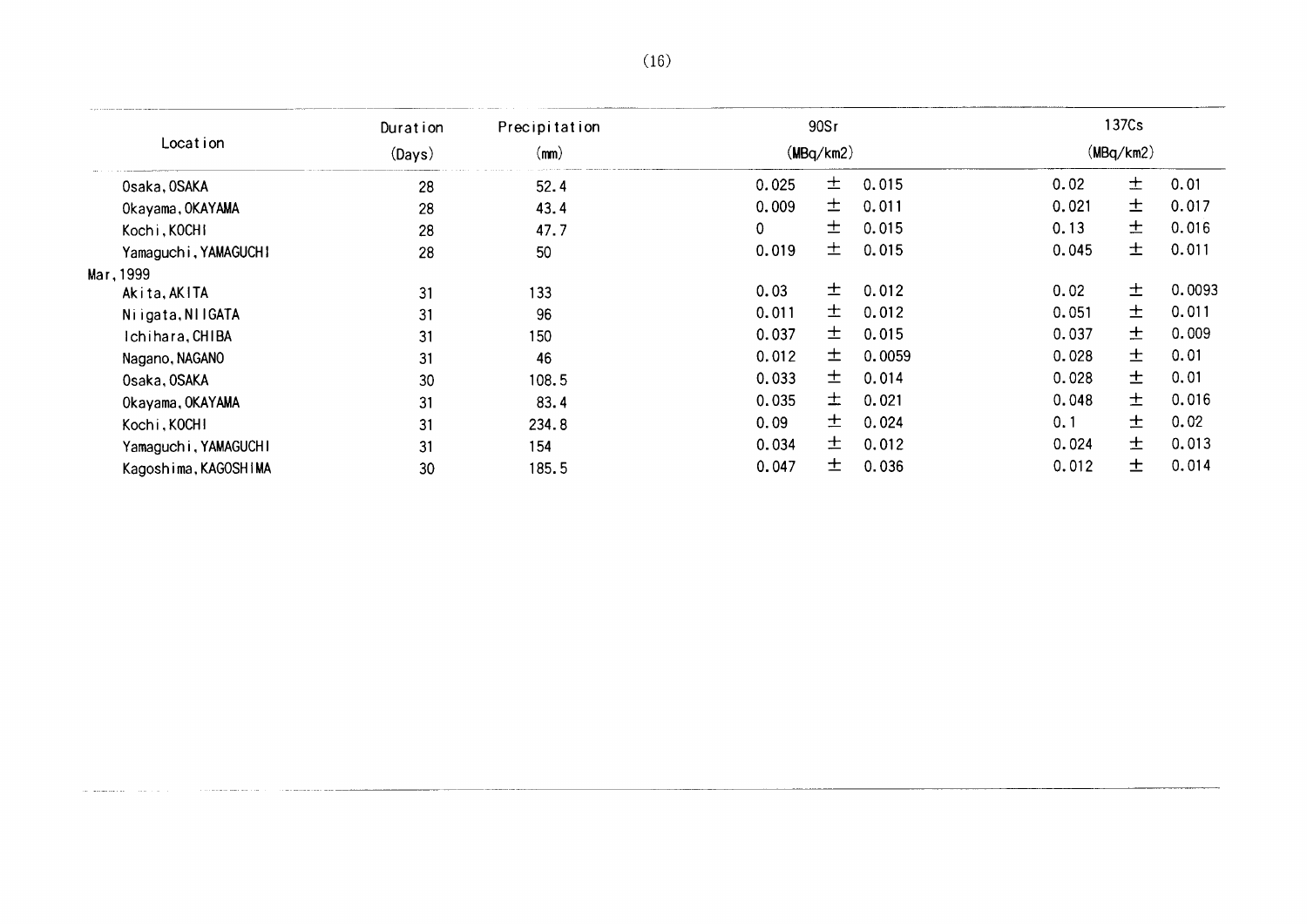| Location | Duration (Days) | Precipitation (mm) | 90Sr (MBq/km2) | | | 137Cs (MBq/km2) | | |
|---|---|---|---|---|---|---|---|---|
| Osaka, OSAKA | 28 | 52.4 | 0.025 | ± | 0.015 | 0.02 | ± | 0.01 |
| Okayama, OKAYAMA | 28 | 43.4 | 0.009 | ± | 0.011 | 0.021 | ± | 0.017 |
| Kochi, KOCHI | 28 | 47.7 | 0 | ± | 0.015 | 0.13 | ± | 0.016 |
| Yamaguchi, YAMAGUCHI | 28 | 50 | 0.019 | ± | 0.015 | 0.045 | ± | 0.011 |
| Mar, 1999 | | | | | | | | |
| Akita, AKITA | 31 | 133 | 0.03 | ± | 0.012 | 0.02 | ± | 0.0093 |
| Niigata, NIIGATA | 31 | 96 | 0.011 | ± | 0.012 | 0.051 | ± | 0.011 |
| Ichihara, CHIBA | 31 | 150 | 0.037 | ± | 0.015 | 0.037 | ± | 0.009 |
| Nagano, NAGANO | 31 | 46 | 0.012 | ± | 0.0059 | 0.028 | ± | 0.01 |
| Osaka, OSAKA | 30 | 108.5 | 0.033 | ± | 0.014 | 0.028 | ± | 0.01 |
| Okayama, OKAYAMA | 31 | 83.4 | 0.035 | ± | 0.021 | 0.048 | ± | 0.016 |
| Kochi, KOCHI | 31 | 234.8 | 0.09 | ± | 0.024 | 0.1 | ± | 0.02 |
| Yamaguchi, YAMAGUCHI | 31 | 154 | 0.034 | ± | 0.012 | 0.024 | ± | 0.013 |
| Kagoshima, KAGOSHIMA | 30 | 185.5 | 0.047 | ± | 0.036 | 0.012 | ± | 0.014 |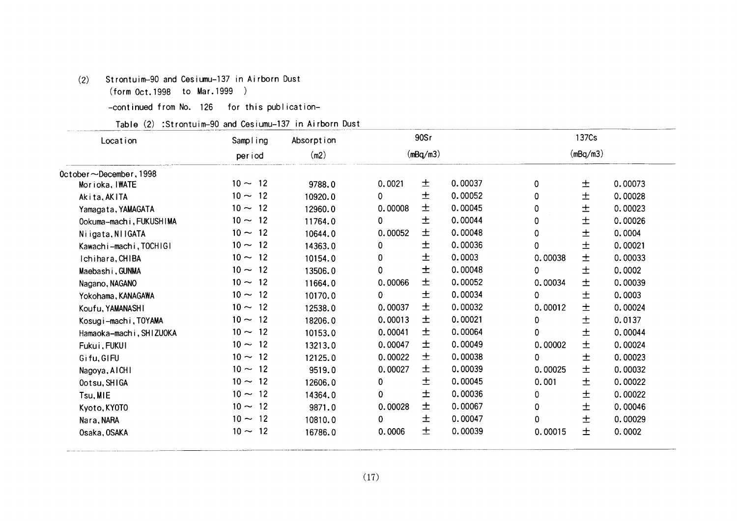(2) Strontuim-90 and Cesiumu-137 in Airborn Dust
(form Oct.1998 to Mar.1999 )

-continued from No. 126 for this publication-

Table (2) :Strontuim-90 and Cesiumu-137 in Airborn Dust

| Location | Sampling period | Absorption (m2) | 90Sr (mBq/m3) | | | 137Cs (mBq/m3) | | |
|---|---|---|---|---|---|---|---|---|
| October～December, 1998 | | | | | | | | |
| Morioka, IWATE | 10 ～ 12 | 9788.0 | 0.0021 | ± | 0.00037 | 0 | ± | 0.00073 |
| Akita, AKITA | 10 ～ 12 | 10920.0 | 0 | ± | 0.00052 | 0 | ± | 0.00028 |
| Yamagata, YAMAGATA | 10 ～ 12 | 12960.0 | 0.00008 | ± | 0.00045 | 0 | ± | 0.00023 |
| Ookuma-machi, FUKUSHIMA | 10 ～ 12 | 11764.0 | 0 | ± | 0.00044 | 0 | ± | 0.00026 |
| Niigata, NIIGATA | 10 ～ 12 | 10644.0 | 0.00052 | ± | 0.00048 | 0 | ± | 0.0004 |
| Kawachi-machi, TOCHIGI | 10 ～ 12 | 14363.0 | 0 | ± | 0.00036 | 0 | ± | 0.00021 |
| Ichihara, CHIBA | 10 ～ 12 | 10154.0 | 0 | ± | 0.0003 | 0.00038 | ± | 0.00033 |
| Maebashi, GUNMA | 10 ～ 12 | 13506.0 | 0 | ± | 0.00048 | 0 | ± | 0.0002 |
| Nagano, NAGANO | 10 ～ 12 | 11664.0 | 0.00066 | ± | 0.00052 | 0.00034 | ± | 0.00039 |
| Yokohama, KANAGAWA | 10 ～ 12 | 10170.0 | 0 | ± | 0.00034 | 0 | ± | 0.0003 |
| Koufu, YAMANASHI | 10 ～ 12 | 12538.0 | 0.00037 | ± | 0.00032 | 0.00012 | ± | 0.00024 |
| Kosugi-machi, TOYAMA | 10 ～ 12 | 18206.0 | 0.00013 | ± | 0.00021 | 0 | ± | 0.0137 |
| Hamaoka-machi, SHIZUOKA | 10 ～ 12 | 10153.0 | 0.00041 | ± | 0.00064 | 0 | ± | 0.00044 |
| Fukui, FUKUI | 10 ～ 12 | 13213.0 | 0.00047 | ± | 0.00049 | 0.00002 | ± | 0.00024 |
| Gifu, GIFU | 10 ～ 12 | 12125.0 | 0.00022 | ± | 0.00038 | 0 | ± | 0.00023 |
| Nagoya, AICHI | 10 ～ 12 | 9519.0 | 0.00027 | ± | 0.00039 | 0.00025 | ± | 0.00032 |
| Ootsu, SHIGA | 10 ～ 12 | 12606.0 | 0 | ± | 0.00045 | 0.001 | ± | 0.00022 |
| Tsu, MIE | 10 ～ 12 | 14364.0 | 0 | ± | 0.00036 | 0 | ± | 0.00022 |
| Kyoto, KYOTO | 10 ～ 12 | 9871.0 | 0.00028 | ± | 0.00067 | 0 | ± | 0.00046 |
| Nara, NARA | 10 ～ 12 | 10810.0 | 0 | ± | 0.00047 | 0 | ± | 0.00029 |
| Osaka, OSAKA | 10 ～ 12 | 16786.0 | 0.0006 | ± | 0.00039 | 0.00015 | ± | 0.0002 |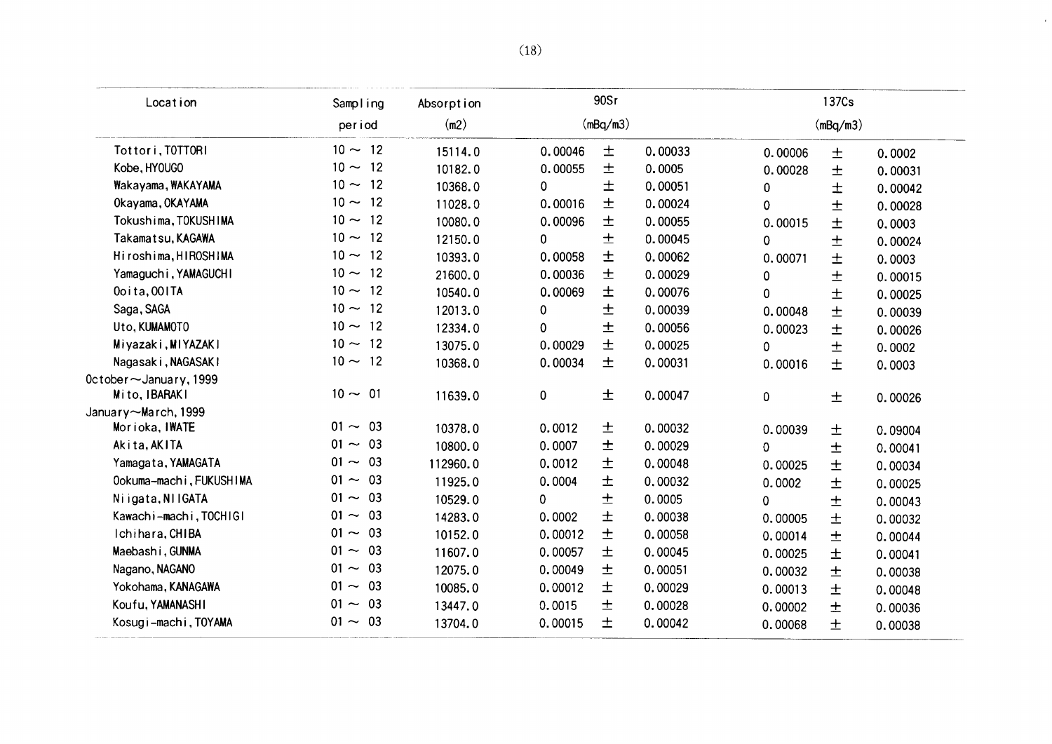| Location | Sampling period | Absorption (m2) | 90Sr (mBq/m3) | | | 137Cs (mBq/m3) | | |
|---|---|---|---|---|---|---|---|---|
| Tottori, TOTTORI | 10 ～ 12 | 15114.0 | 0.00046 | ± | 0.00033 | 0.00006 | ± | 0.0002 |
| Kobe, HYOUGO | 10 ～ 12 | 10182.0 | 0.00055 | ± | 0.0005 | 0.00028 | ± | 0.00031 |
| Wakayama, WAKAYAMA | 10 ～ 12 | 10368.0 | 0 | ± | 0.00051 | 0 | ± | 0.00042 |
| Okayama, OKAYAMA | 10 ～ 12 | 11028.0 | 0.00016 | ± | 0.00024 | 0 | ± | 0.00028 |
| Tokushima, TOKUSHIMA | 10 ～ 12 | 10080.0 | 0.00096 | ± | 0.00055 | 0.00015 | ± | 0.0003 |
| Takamatsu, KAGAWA | 10 ～ 12 | 12150.0 | 0 | ± | 0.00045 | 0 | ± | 0.00024 |
| Hiroshima, HIROSHIMA | 10 ～ 12 | 10393.0 | 0.00058 | ± | 0.00062 | 0.00071 | ± | 0.0003 |
| Yamaguchi, YAMAGUCHI | 10 ～ 12 | 21600.0 | 0.00036 | ± | 0.00029 | 0 | ± | 0.00015 |
| Ooita, OOITA | 10 ～ 12 | 10540.0 | 0.00069 | ± | 0.00076 | 0 | ± | 0.00025 |
| Saga, SAGA | 10 ～ 12 | 12013.0 | 0 | ± | 0.00039 | 0.00048 | ± | 0.00039 |
| Uto, KUMAMOTO | 10 ～ 12 | 12334.0 | 0 | ± | 0.00056 | 0.00023 | ± | 0.00026 |
| Miyazaki, MIYAZAKI | 10 ～ 12 | 13075.0 | 0.00029 | ± | 0.00025 | 0 | ± | 0.0002 |
| Nagasaki, NAGASAKI | 10 ～ 12 | 10368.0 | 0.00034 | ± | 0.00031 | 0.00016 | ± | 0.0003 |
| October～January, 1999 | | | | | | | | |
| Mito, IBARAKI | 10 ～ 01 | 11639.0 | 0 | ± | 0.00047 | 0 | ± | 0.00026 |
| January～March, 1999 | | | | | | | | |
| Morioka, IWATE | 01 ～ 03 | 10378.0 | 0.0012 | ± | 0.00032 | 0.00039 | ± | 0.09004 |
| Akita, AKITA | 01 ～ 03 | 10800.0 | 0.0007 | ± | 0.00029 | 0 | ± | 0.00041 |
| Yamagata, YAMAGATA | 01 ～ 03 | 112960.0 | 0.0012 | ± | 0.00048 | 0.00025 | ± | 0.00034 |
| Ookuma-machi, FUKUSHIMA | 01 ～ 03 | 11925.0 | 0.0004 | ± | 0.00032 | 0.0002 | ± | 0.00025 |
| Niigata, NIIGATA | 01 ～ 03 | 10529.0 | 0 | ± | 0.0005 | 0 | ± | 0.00043 |
| Kawachi-machi, TOCHIGI | 01 ～ 03 | 14283.0 | 0.0002 | ± | 0.00038 | 0.00005 | ± | 0.00032 |
| Ichihara, CHIBA | 01 ～ 03 | 10152.0 | 0.00012 | ± | 0.00058 | 0.00014 | ± | 0.00044 |
| Maebashi, GUNMA | 01 ～ 03 | 11607.0 | 0.00057 | ± | 0.00045 | 0.00025 | ± | 0.00041 |
| Nagano, NAGANO | 01 ～ 03 | 12075.0 | 0.00049 | ± | 0.00051 | 0.00032 | ± | 0.00038 |
| Yokohama, KANAGAWA | 01 ～ 03 | 10085.0 | 0.00012 | ± | 0.00029 | 0.00013 | ± | 0.00048 |
| Koufu, YAMANASHI | 01 ～ 03 | 13447.0 | 0.0015 | ± | 0.00028 | 0.00002 | ± | 0.00036 |
| Kosugi-machi, TOYAMA | 01 ～ 03 | 13704.0 | 0.00015 | ± | 0.00042 | 0.00068 | ± | 0.00038 |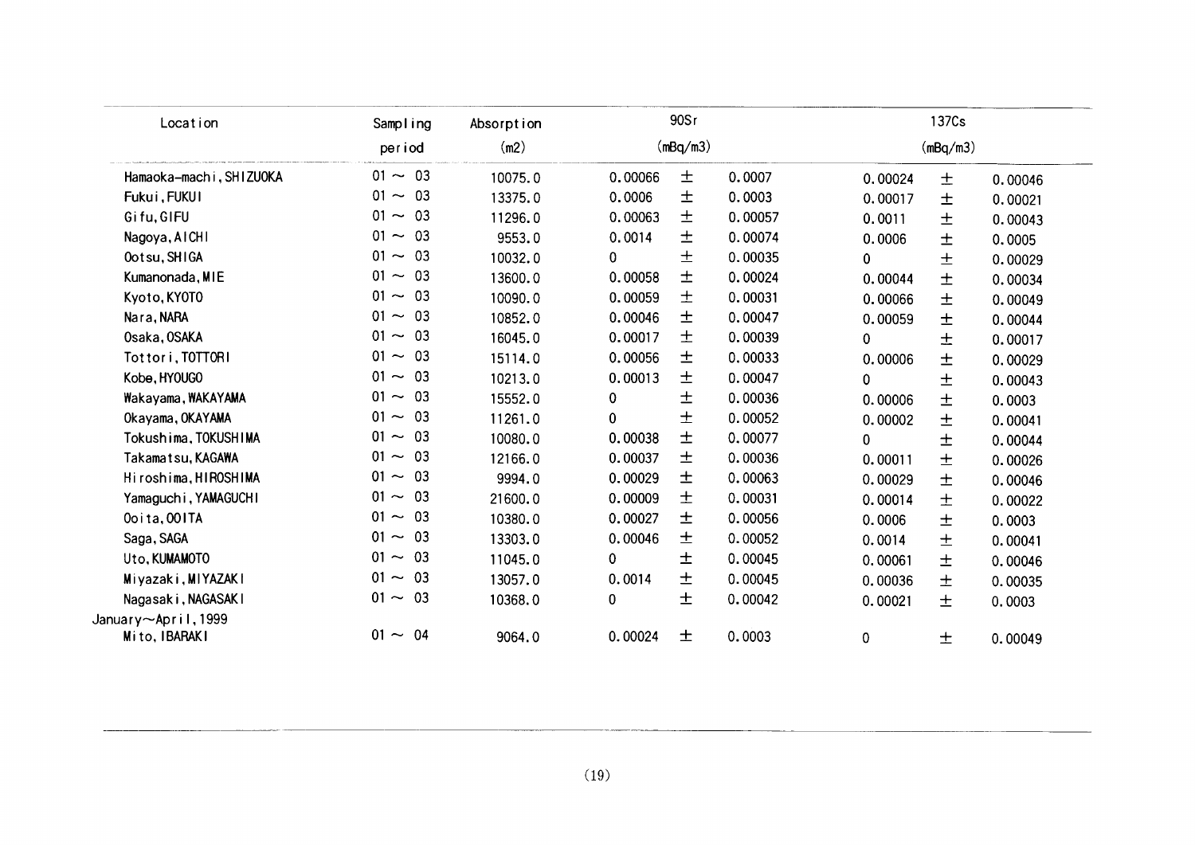| Location | Sampling period | Absorption (m2) | 90Sr (mBq/m3) | | | 137Cs (mBq/m3) | | |
|---|---|---|---|---|---|---|---|---|
| Hamaoka-machi, SHIZUOKA | 01 ～ 03 | 10075.0 | 0.00066 | ± | 0.0007 | 0.00024 | ± | 0.00046 |
| Fukui, FUKUI | 01 ～ 03 | 13375.0 | 0.0006 | ± | 0.0003 | 0.00017 | ± | 0.00021 |
| Gifu, GIFU | 01 ～ 03 | 11296.0 | 0.00063 | ± | 0.00057 | 0.0011 | ± | 0.00043 |
| Nagoya, AICHI | 01 ～ 03 | 9553.0 | 0.0014 | ± | 0.00074 | 0.0006 | ± | 0.0005 |
| Ootsu, SHIGA | 01 ～ 03 | 10032.0 | 0 | ± | 0.00035 | 0 | ± | 0.00029 |
| Kumanonada, MIE | 01 ～ 03 | 13600.0 | 0.00058 | ± | 0.00024 | 0.00044 | ± | 0.00034 |
| Kyoto, KYOTO | 01 ～ 03 | 10090.0 | 0.00059 | ± | 0.00031 | 0.00066 | ± | 0.00049 |
| Nara, NARA | 01 ～ 03 | 10852.0 | 0.00046 | ± | 0.00047 | 0.00059 | ± | 0.00044 |
| Osaka, OSAKA | 01 ～ 03 | 16045.0 | 0.00017 | ± | 0.00039 | 0 | ± | 0.00017 |
| Tottori, TOTTORI | 01 ～ 03 | 15114.0 | 0.00056 | ± | 0.00033 | 0.00006 | ± | 0.00029 |
| Kobe, HYOUGO | 01 ～ 03 | 10213.0 | 0.00013 | ± | 0.00047 | 0 | ± | 0.00043 |
| Wakayama, WAKAYAMA | 01 ～ 03 | 15552.0 | 0 | ± | 0.00036 | 0.00006 | ± | 0.0003 |
| Okayama, OKAYAMA | 01 ～ 03 | 11261.0 | 0 | ± | 0.00052 | 0.00002 | ± | 0.00041 |
| Tokushima, TOKUSHIMA | 01 ～ 03 | 10080.0 | 0.00038 | ± | 0.00077 | 0 | ± | 0.00044 |
| Takamatsu, KAGAWA | 01 ～ 03 | 12166.0 | 0.00037 | ± | 0.00036 | 0.00011 | ± | 0.00026 |
| Hiroshima, HIROSHIMA | 01 ～ 03 | 9994.0 | 0.00029 | ± | 0.00063 | 0.00029 | ± | 0.00046 |
| Yamaguchi, YAMAGUCHI | 01 ～ 03 | 21600.0 | 0.00009 | ± | 0.00031 | 0.00014 | ± | 0.00022 |
| Ooita, OOITA | 01 ～ 03 | 10380.0 | 0.00027 | ± | 0.00056 | 0.0006 | ± | 0.0003 |
| Saga, SAGA | 01 ～ 03 | 13303.0 | 0.00046 | ± | 0.00052 | 0.0014 | ± | 0.00041 |
| Uto, KUMAMOTO | 01 ～ 03 | 11045.0 | 0 | ± | 0.00045 | 0.00061 | ± | 0.00046 |
| Miyazaki, MIYAZAKI | 01 ～ 03 | 13057.0 | 0.0014 | ± | 0.00045 | 0.00036 | ± | 0.00035 |
| Nagasaki, NAGASAKI | 01 ～ 03 | 10368.0 | 0 | ± | 0.00042 | 0.00021 | ± | 0.0003 |
| January～April, 1999 | | | | | | | | |
| Mito, IBARAKI | 01 ～ 04 | 9064.0 | 0.00024 | ± | 0.0003 | 0 | ± | 0.00049 |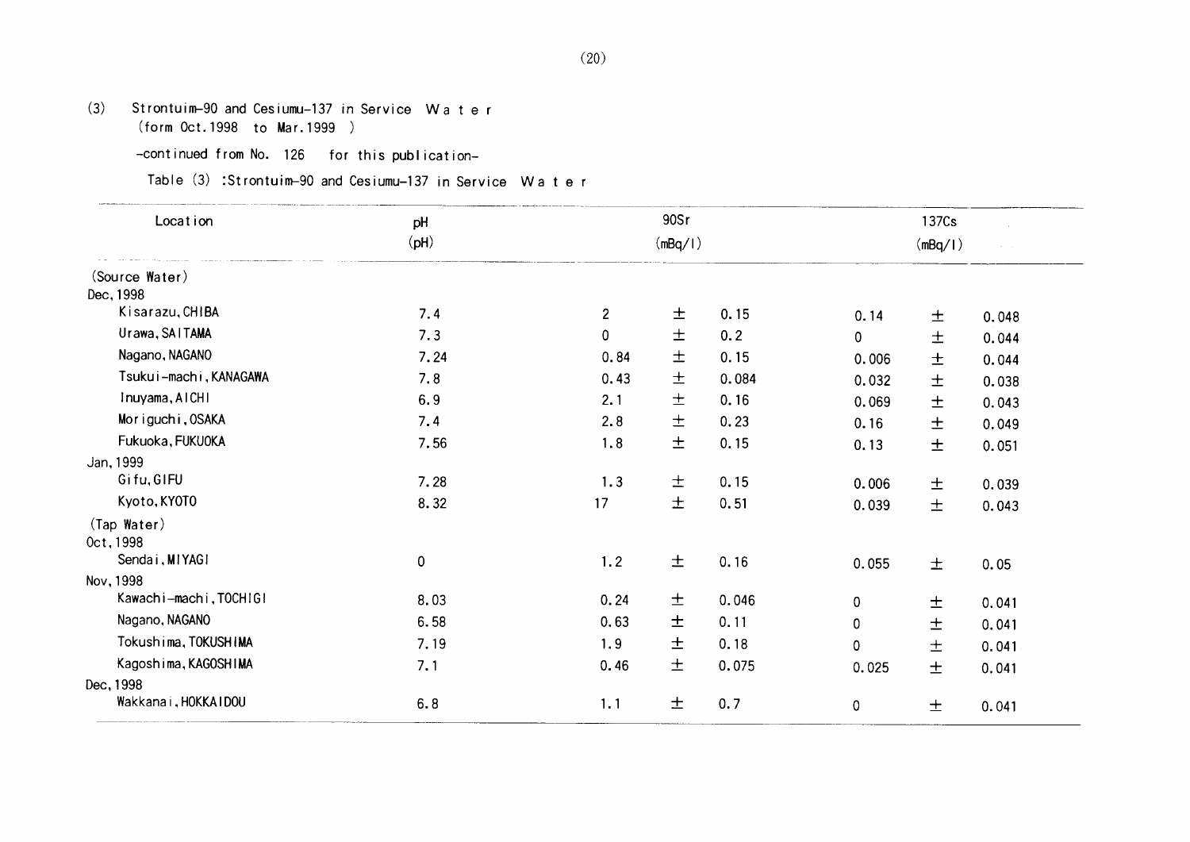(3) Strontuim-90 and Cesiumu-137 in Service Water
(form Oct.1998 to Mar.1999 )

-continued from No. 126 for this publication-

Table (3) :Strontuim-90 and Cesiumu-137 in Service Water

| Location | pH (pH) | 90Sr (mBq/l) | | | 137Cs (mBq/l) | | |
|---|---|---|---|---|---|---|---|
| (Source Water) | | | | | | | |
| Dec,1998 | | | | | | | |
| Kisarazu,CHIBA | 7.4 | 2 | ± | 0.15 | 0.14 | ± | 0.048 |
| Urawa,SAITAMA | 7.3 | 0 | ± | 0.2 | 0 | ± | 0.044 |
| Nagano,NAGANO | 7.24 | 0.84 | ± | 0.15 | 0.006 | ± | 0.044 |
| Tsukui-machi,KANAGAWA | 7.8 | 0.43 | ± | 0.084 | 0.032 | ± | 0.038 |
| Inuyama,AICHI | 6.9 | 2.1 | ± | 0.16 | 0.069 | ± | 0.043 |
| Moriguchi,OSAKA | 7.4 | 2.8 | ± | 0.23 | 0.16 | ± | 0.049 |
| Fukuoka,FUKUOKA | 7.56 | 1.8 | ± | 0.15 | 0.13 | ± | 0.051 |
| Jan,1999 | | | | | | | |
| Gifu,GIFU | 7.28 | 1.3 | ± | 0.15 | 0.006 | ± | 0.039 |
| Kyoto,KYOTO | 8.32 | 17 | ± | 0.51 | 0.039 | ± | 0.043 |
| (Tap Water) | | | | | | | |
| Oct,1998 | | | | | | | |
| Sendai,MIYAGI | 0 | 1.2 | ± | 0.16 | 0.055 | ± | 0.05 |
| Nov,1998 | | | | | | | |
| Kawachi-machi,TOCHIGI | 8.03 | 0.24 | ± | 0.046 | 0 | ± | 0.041 |
| Nagano,NAGANO | 6.58 | 0.63 | ± | 0.11 | 0 | ± | 0.041 |
| Tokushima,TOKUSHIMA | 7.19 | 1.9 | ± | 0.18 | 0 | ± | 0.041 |
| Kagoshima,KAGOSHIMA | 7.1 | 0.46 | ± | 0.075 | 0.025 | ± | 0.041 |
| Dec,1998 | | | | | | | |
| Wakkanai,HOKKAIDOU | 6.8 | 1.1 | ± | 0.7 | 0 | ± | 0.041 |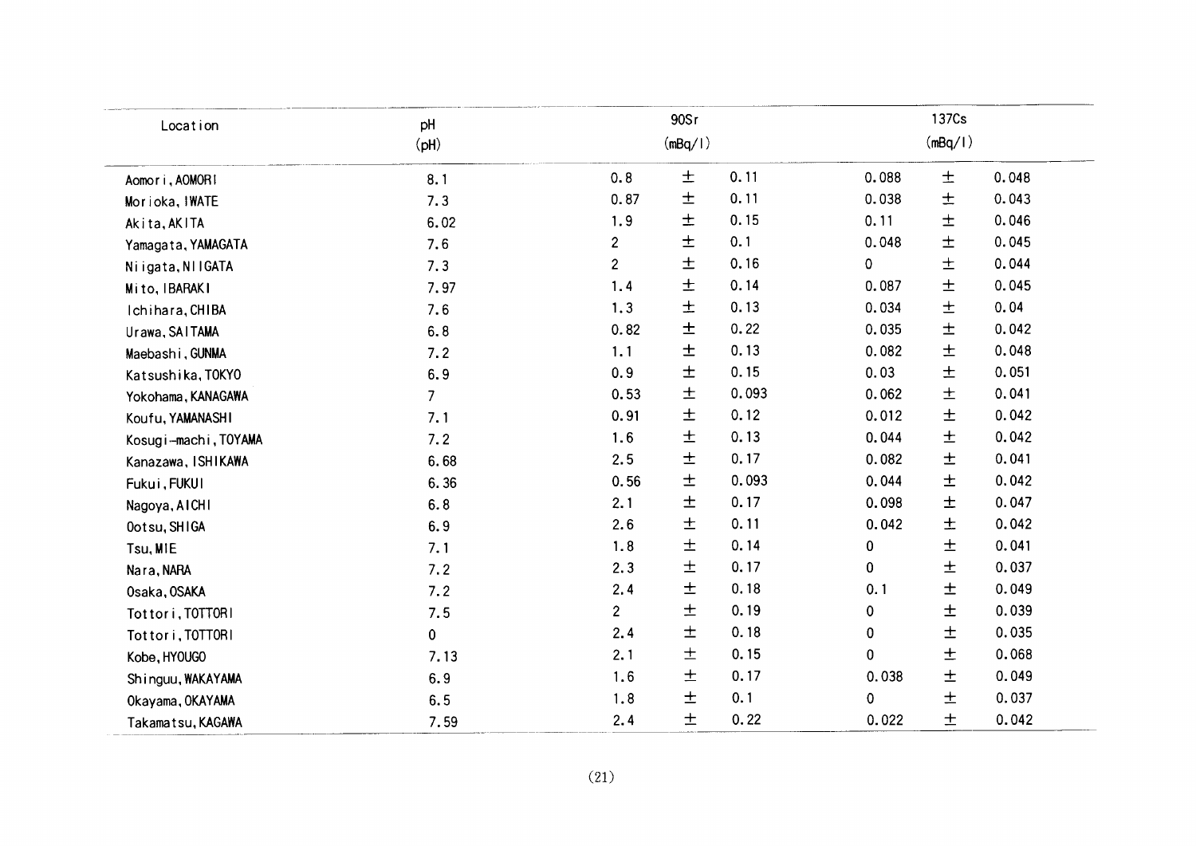| Location | pH (pH) | 90Sr (mBq/l) | | | 137Cs (mBq/l) | | |
|---|---|---|---|---|---|---|---|
| Aomori, AOMORI | 8.1 | 0.8 | ± | 0.11 | 0.088 | ± | 0.048 |
| Morioka, IWATE | 7.3 | 0.87 | ± | 0.11 | 0.038 | ± | 0.043 |
| Akita, AKITA | 6.02 | 1.9 | ± | 0.15 | 0.11 | ± | 0.046 |
| Yamagata, YAMAGATA | 7.6 | 2 | ± | 0.1 | 0.048 | ± | 0.045 |
| Niigata, NIIGATA | 7.3 | 2 | ± | 0.16 | 0 | ± | 0.044 |
| Mito, IBARAKI | 7.97 | 1.4 | ± | 0.14 | 0.087 | ± | 0.045 |
| Ichihara, CHIBA | 7.6 | 1.3 | ± | 0.13 | 0.034 | ± | 0.04 |
| Urawa, SAITAMA | 6.8 | 0.82 | ± | 0.22 | 0.035 | ± | 0.042 |
| Maebashi, GUNMA | 7.2 | 1.1 | ± | 0.13 | 0.082 | ± | 0.048 |
| Katsushika, TOKYO | 6.9 | 0.9 | ± | 0.15 | 0.03 | ± | 0.051 |
| Yokohama, KANAGAWA | 7 | 0.53 | ± | 0.093 | 0.062 | ± | 0.041 |
| Koufu, YAMANASHI | 7.1 | 0.91 | ± | 0.12 | 0.012 | ± | 0.042 |
| Kosugi-machi, TOYAMA | 7.2 | 1.6 | ± | 0.13 | 0.044 | ± | 0.042 |
| Kanazawa, ISHIKAWA | 6.68 | 2.5 | ± | 0.17 | 0.082 | ± | 0.041 |
| Fukui, FUKUI | 6.36 | 0.56 | ± | 0.093 | 0.044 | ± | 0.042 |
| Nagoya, AICHI | 6.8 | 2.1 | ± | 0.17 | 0.098 | ± | 0.047 |
| Ootsu, SHIGA | 6.9 | 2.6 | ± | 0.11 | 0.042 | ± | 0.042 |
| Tsu, MIE | 7.1 | 1.8 | ± | 0.14 | 0 | ± | 0.041 |
| Nara, NARA | 7.2 | 2.3 | ± | 0.17 | 0 | ± | 0.037 |
| Osaka, OSAKA | 7.2 | 2.4 | ± | 0.18 | 0.1 | ± | 0.049 |
| Tottori, TOTTORI | 7.5 | 2 | ± | 0.19 | 0 | ± | 0.039 |
| Tottori, TOTTORI | 0 | 2.4 | ± | 0.18 | 0 | ± | 0.035 |
| Kobe, HYOUGO | 7.13 | 2.1 | ± | 0.15 | 0 | ± | 0.068 |
| Shinguu, WAKAYAMA | 6.9 | 1.6 | ± | 0.17 | 0.038 | ± | 0.049 |
| Okayama, OKAYAMA | 6.5 | 1.8 | ± | 0.1 | 0 | ± | 0.037 |
| Takamatsu, KAGAWA | 7.59 | 2.4 | ± | 0.22 | 0.022 | ± | 0.042 |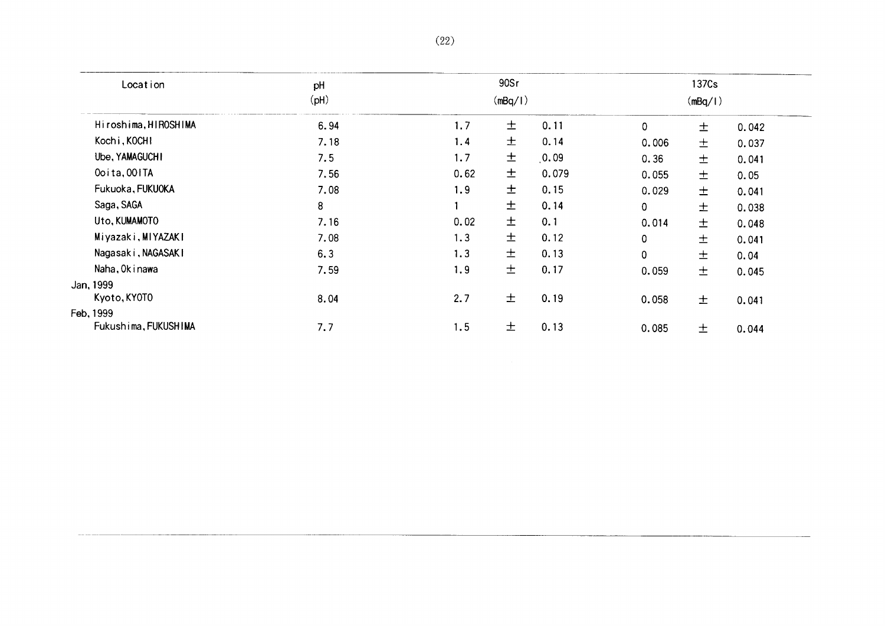| Location | pH (pH) | 90Sr (mBq/l) | | | 137Cs (mBq/l) | | |
|---|---|---|---|---|---|---|---|
| Hiroshima, HIROSHIMA | 6.94 | 1.7 | ± | 0.11 | 0 | ± | 0.042 |
| Kochi, KOCHI | 7.18 | 1.4 | ± | 0.14 | 0.006 | ± | 0.037 |
| Ube, YAMAGUCHI | 7.5 | 1.7 | ± | 0.09 | 0.36 | ± | 0.041 |
| Ooita, OOITA | 7.56 | 0.62 | ± | 0.079 | 0.055 | ± | 0.05 |
| Fukuoka, FUKUOKA | 7.08 | 1.9 | ± | 0.15 | 0.029 | ± | 0.041 |
| Saga, SAGA | 8 | 1 | ± | 0.14 | 0 | ± | 0.038 |
| Uto, KUMAMOTO | 7.16 | 0.02 | ± | 0.1 | 0.014 | ± | 0.048 |
| Miyazaki, MIYAZAKI | 7.08 | 1.3 | ± | 0.12 | 0 | ± | 0.041 |
| Nagasaki, NAGASAKI | 6.3 | 1.3 | ± | 0.13 | 0 | ± | 0.04 |
| Naha, Okinawa | 7.59 | 1.9 | ± | 0.17 | 0.059 | ± | 0.045 |
| Jan, 1999 | | | | | | | |
| Kyoto, KYOTO | 8.04 | 2.7 | ± | 0.19 | 0.058 | ± | 0.041 |
| Feb, 1999 | | | | | | | |
| Fukushima, FUKUSHIMA | 7.7 | 1.5 | ± | 0.13 | 0.085 | ± | 0.044 |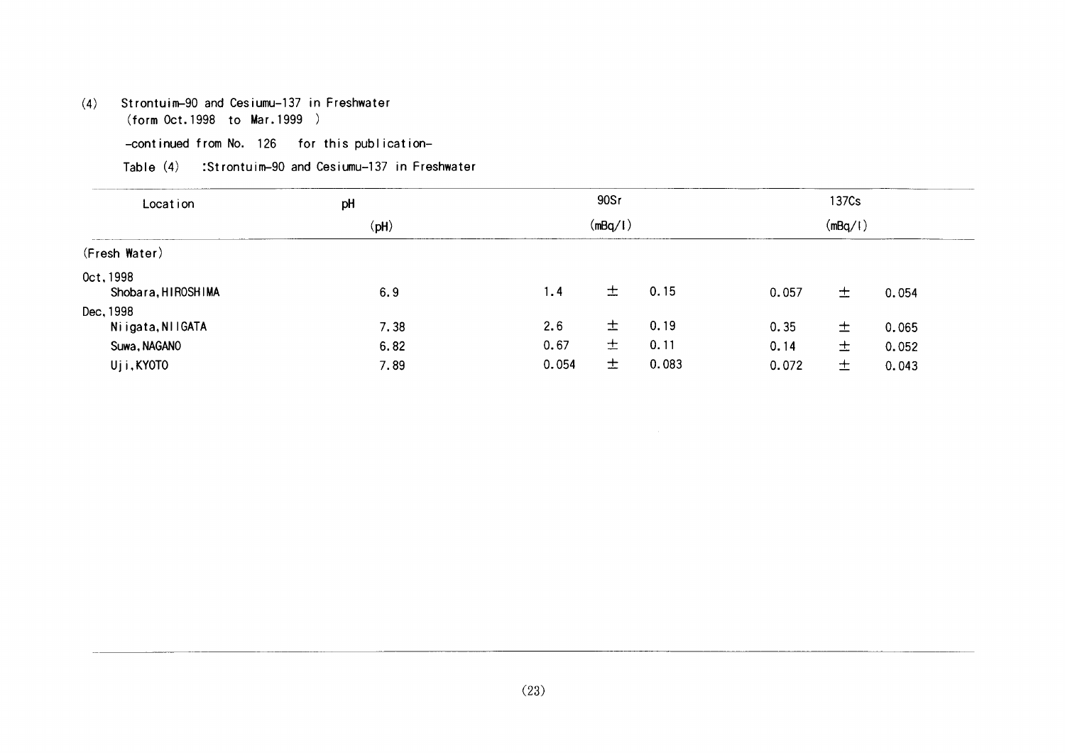(4) Strontuim-90 and Cesiumu-137 in Freshwater
(form Oct.1998 to Mar.1999 )

-continued from No. 126 for this publication-

Table (4) :Strontuim-90 and Cesiumu-137 in Freshwater

| Location | pH | 90Sr | | | 137Cs | | |
|---|---|---|---|---|---|---|---|
| | (pH) | (mBq/l) | | | (mBq/l) | | |
| (Fresh Water) | | | | | | | |
| Oct, 1998 | | | | | | | |
| Shobara, HIROSHIMA | 6.9 | 1.4 | ± | 0.15 | 0.057 | ± | 0.054 |
| Dec, 1998 | | | | | | | |
| Niigata, NIIGATA | 7.38 | 2.6 | ± | 0.19 | 0.35 | ± | 0.065 |
| Suwa, NAGANO | 6.82 | 0.67 | ± | 0.11 | 0.14 | ± | 0.052 |
| Uji, KYOTO | 7.89 | 0.054 | ± | 0.083 | 0.072 | ± | 0.043 |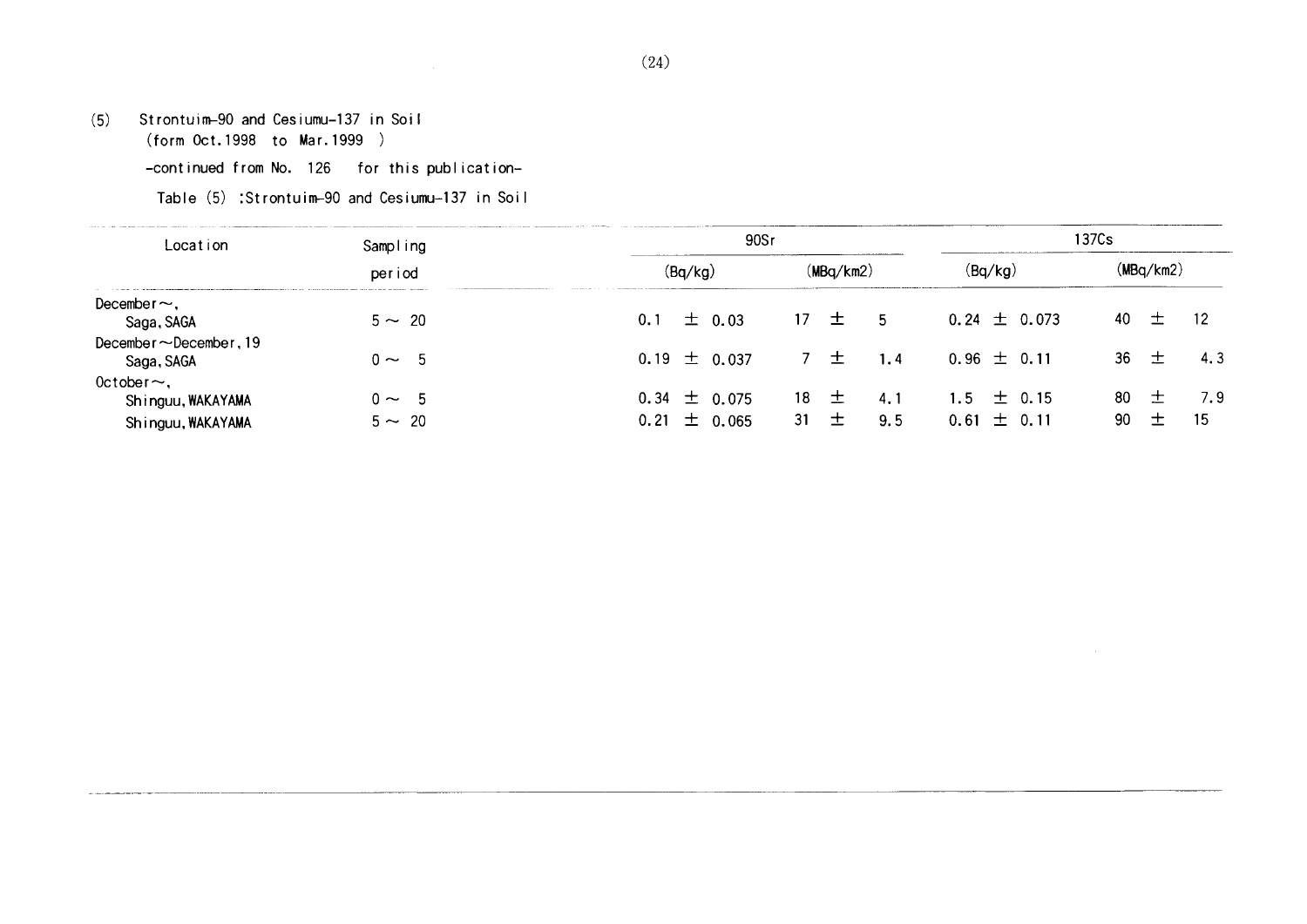(5) Strontuim-90 and Cesiumu-137 in Soil
(form Oct.1998 to Mar.1999 )

-continued from No. 126 for this publication-

Table (5) :Strontuim-90 and Cesiumu-137 in Soil

| Location | Sampling period | 90Sr | | 137Cs | |
|---|---|---|---|---|---|
| | | (Bq/kg) | (MBq/km2) | (Bq/kg) | (MBq/km2) |
| December〜, | | | | | |
| Saga, SAGA | 5 〜 20 | 0.1 ± 0.03 | 17 ± 5 | 0.24 ± 0.073 | 40 ± 12 |
| December〜December, 19 | | | | | |
| Saga, SAGA | 0 〜 5 | 0.19 ± 0.037 | 7 ± 1.4 | 0.96 ± 0.11 | 36 ± 4.3 |
| October〜, | | | | | |
| Shinguu, WAKAYAMA | 0 〜 5 | 0.34 ± 0.075 | 18 ± 4.1 | 1.5 ± 0.15 | 80 ± 7.9 |
| Shinguu, WAKAYAMA | 5 〜 20 | 0.21 ± 0.065 | 31 ± 9.5 | 0.61 ± 0.11 | 90 ± 15 |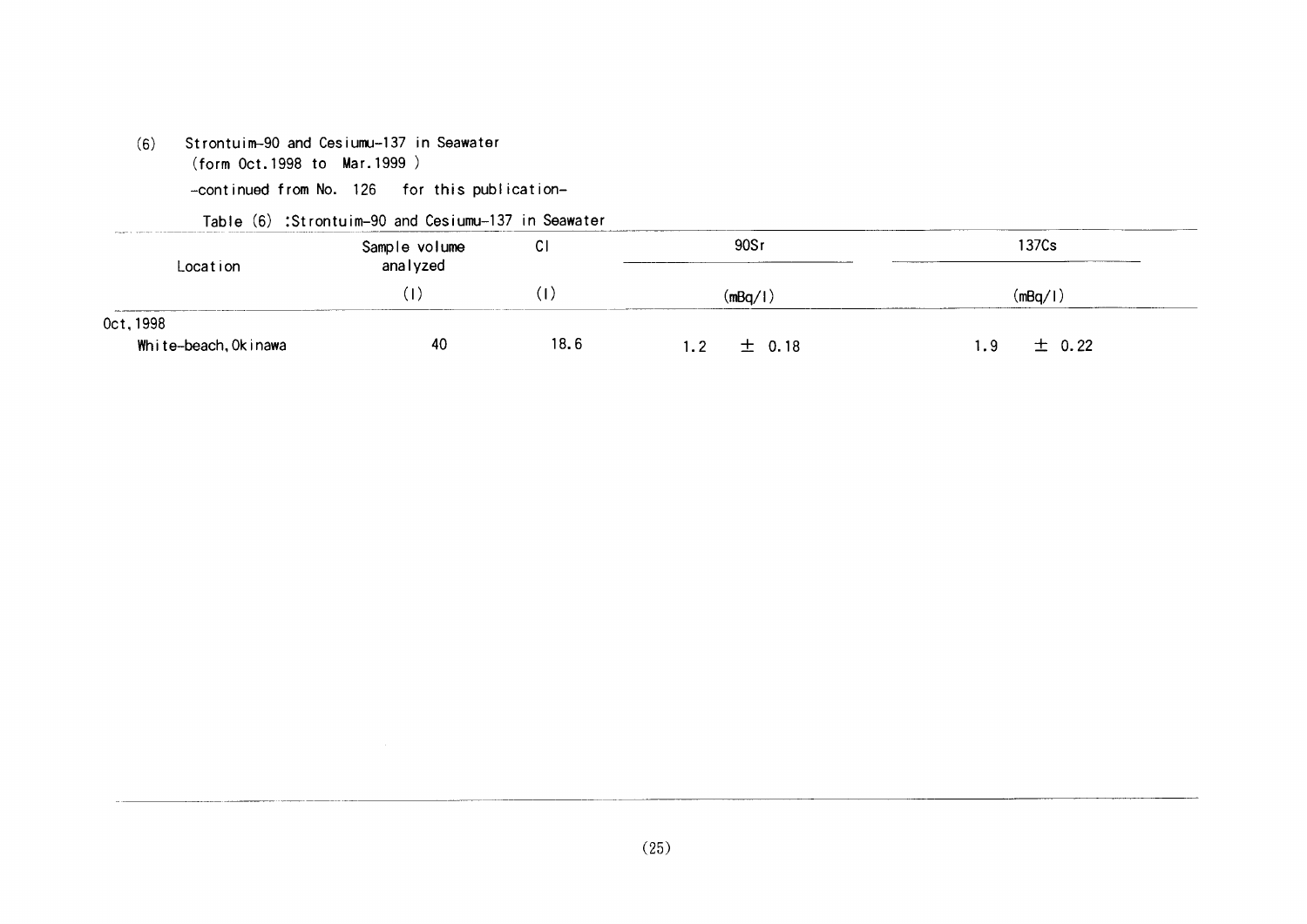(6) Strontuim-90 and Cesiumu-137 in Seawater
(form Oct.1998 to Mar.1999 )

-continued from No. 126 for this publication-

Table (6) :Strontuim-90 and Cesiumu-137 in Seawater

| Location | Sample volume analyzed | Cl | 90Sr | 137Cs |
|---|---|---|---|---|
| | (l) | (l) | (mBq/l) | (mBq/l) |
| Oct, 1998 | | | | |
| White-beach, Okinawa | 40 | 18.6 | 1.2 ± 0.18 | 1.9 ± 0.22 |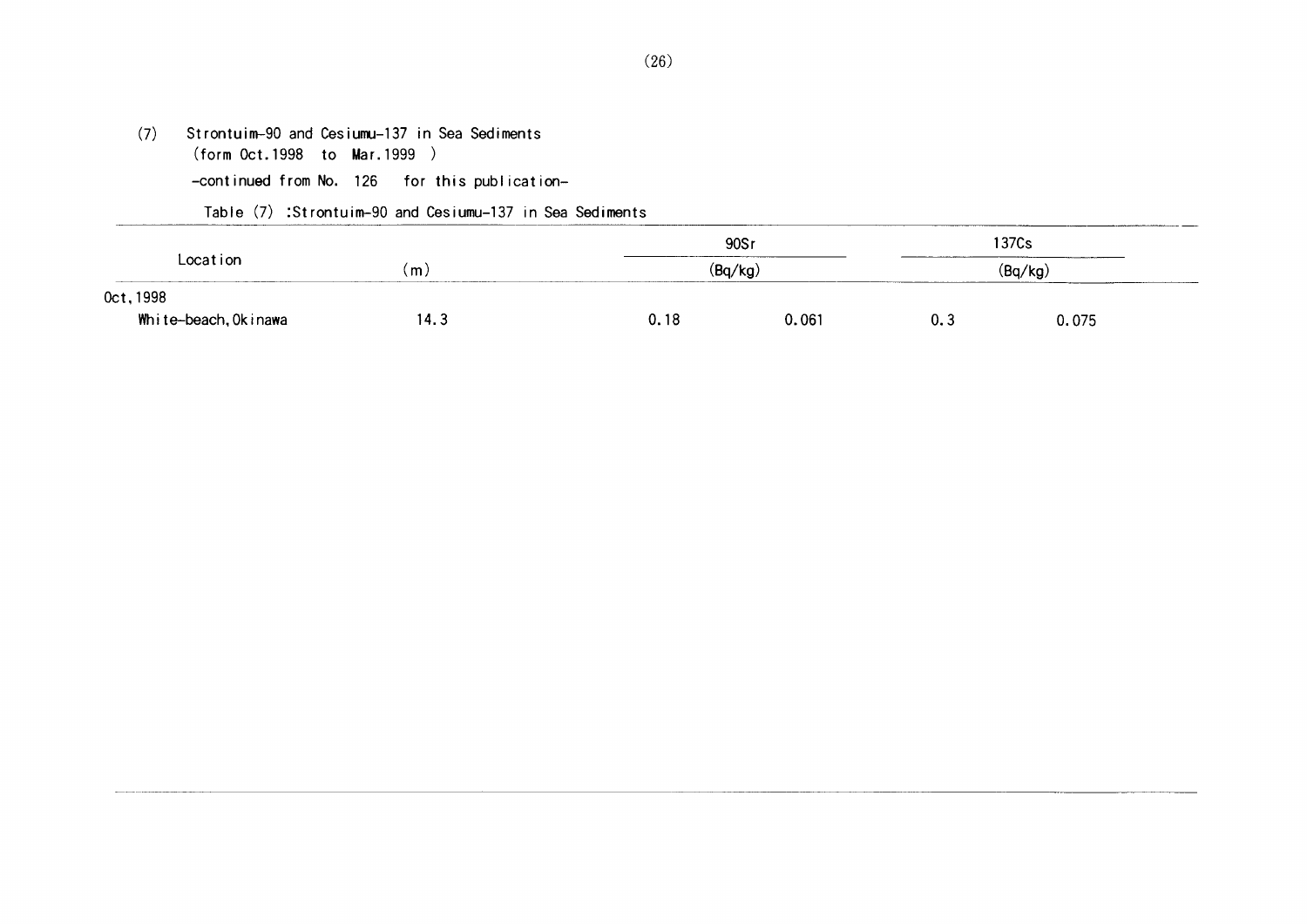(7) Strontuim-90 and Cesiumu-137 in Sea Sediments
(form Oct.1998 to Mar.1999 )

-continued from No. 126 for this publication-

Table (7) :Strontuim-90 and Cesiumu-137 in Sea Sediments

| Location | (m) | 90Sr (Bq/kg) | | 137Cs (Bq/kg) | |
|---|---|---|---|---|---|
| Oct,1998 | | | | | |
| White-beach,Okinawa | 14.3 | 0.18 | 0.061 | 0.3 | 0.075 |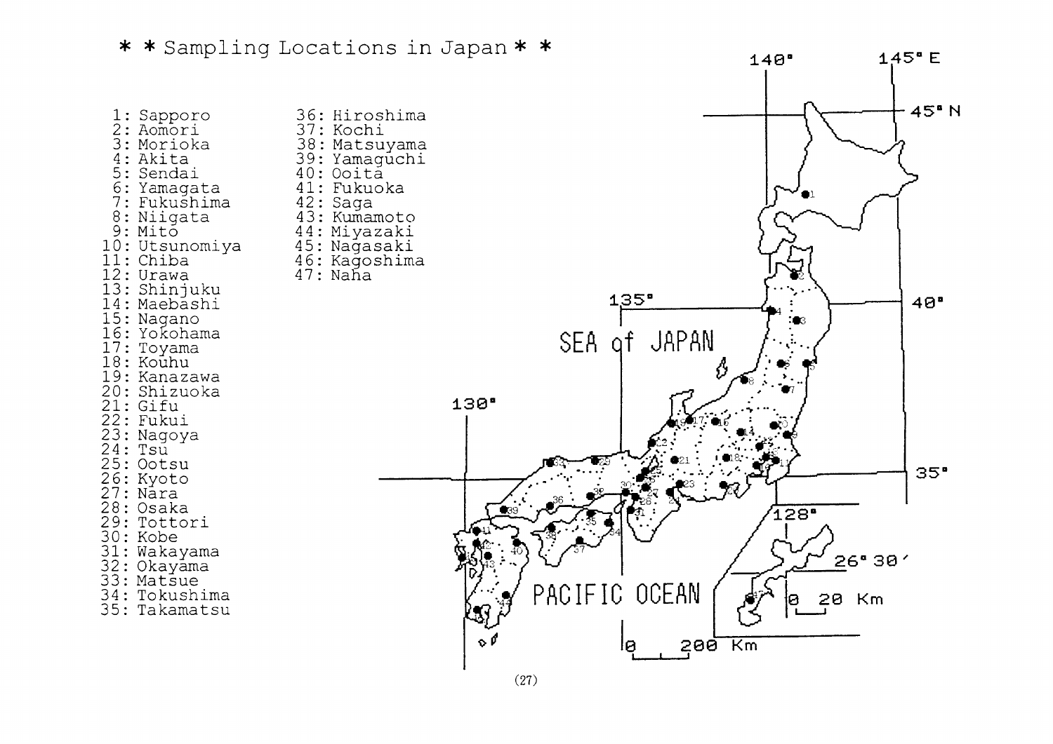# * * Sampling Locations in Japan * *

1: Sapporo
2: Aomori
3: Morioka
4: Akita
5: Sendai
6: Yamagata
7: Fukushima
8: Niigata
9: Mito
10: Utsunomiya
11: Chiba
12: Urawa
13: Shinjuku
14: Maebashi
15: Nagano
16: Yokohama
17: Toyama
18: Kouhu
19: Kanazawa
20: Shizuoka
21: Gifu
22: Fukui
23: Nagoya
24: Tsu
25: Ootsu
26: Kyoto
27: Nara
28: Osaka
29: Tottori
30: Kobe
31: Wakayama
32: Okayama
33: Matsue
34: Tokushima
35: Takamatsu
36: Hiroshima
37: Kochi
38: Matsuyama
39: Yamaguchi
40: Ooita
41: Fukuoka
42: Saga
43: Kumamoto
44: Miyazaki
45: Nagasaki
46: Kagoshima
47: Naha

140°
145° E
45° N
40°
135°
35°
130°
128°
26° 30′
SEA of JAPAN
PACIFIC OCEAN
0 200 Km
0 20 Km